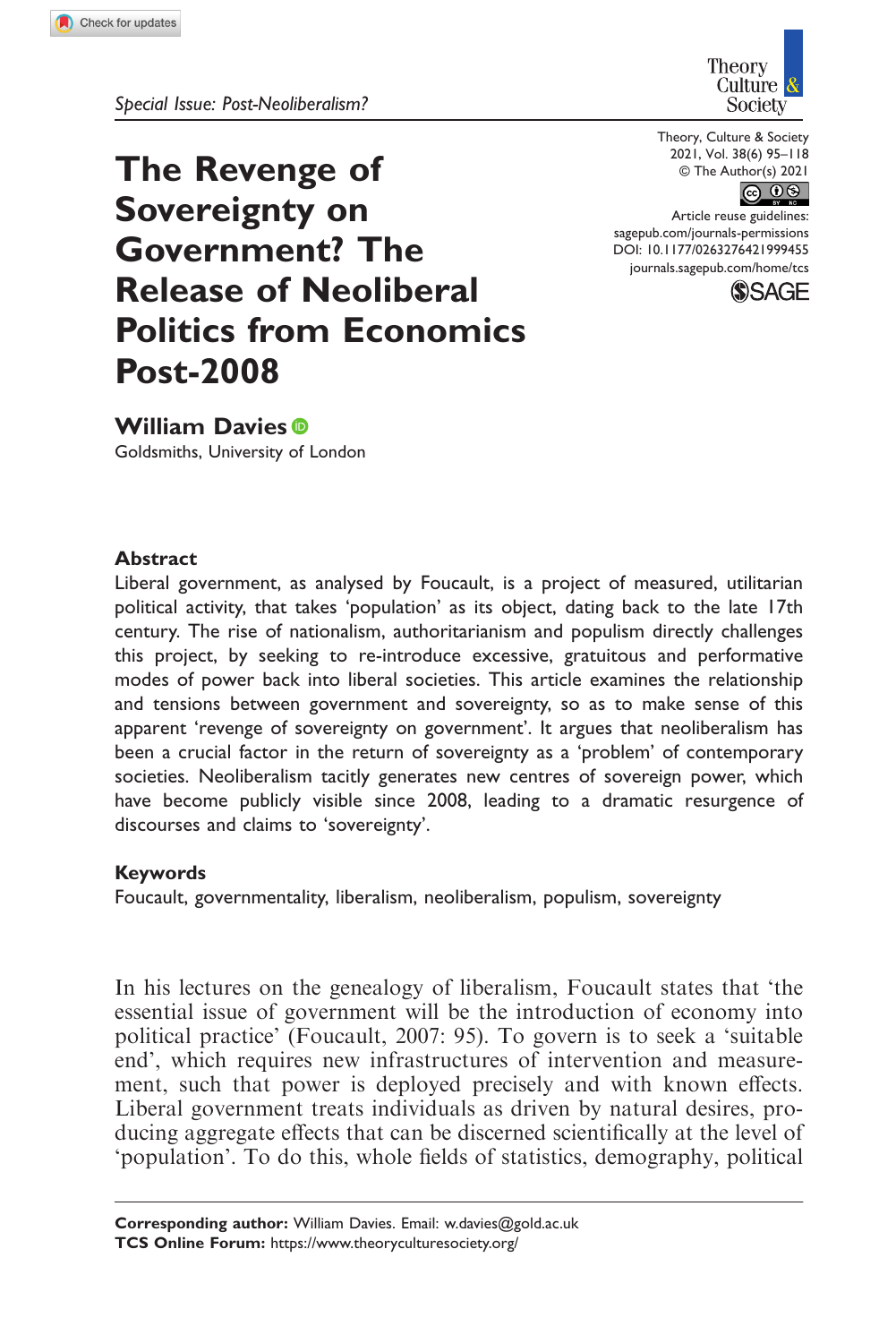*Special Issue: Post-Neoliberalism?*

# The Revenge of Sovereignty on Government? The Release of Neoliberal Politics from Economics Post-2008

**William Davies**
Goldsmiths, University of London

## Abstract

Liberal government, as analysed by Foucault, is a project of measured, utilitarian political activity, that takes 'population' as its object, dating back to the late 17th century. The rise of nationalism, authoritarianism and populism directly challenges this project, by seeking to re-introduce excessive, gratuitous and performative modes of power back into liberal societies. This article examines the relationship and tensions between government and sovereignty, so as to make sense of this apparent 'revenge of sovereignty on government'. It argues that neoliberalism has been a crucial factor in the return of sovereignty as a 'problem' of contemporary societies. Neoliberalism tacitly generates new centres of sovereign power, which have become publicly visible since 2008, leading to a dramatic resurgence of discourses and claims to 'sovereignty'.

## Keywords

Foucault, governmentality, liberalism, neoliberalism, populism, sovereignty

In his lectures on the genealogy of liberalism, Foucault states that 'the essential issue of government will be the introduction of economy into political practice' (Foucault, 2007: 95). To govern is to seek a 'suitable end', which requires new infrastructures of intervention and measurement, such that power is deployed precisely and with known effects. Liberal government treats individuals as driven by natural desires, producing aggregate effects that can be discerned scientifically at the level of 'population'. To do this, whole fields of statistics, demography, political

**Corresponding author:** William Davies. Email: w.davies@gold.ac.uk
**TCS Online Forum:** https://www.theoryculturesociety.org/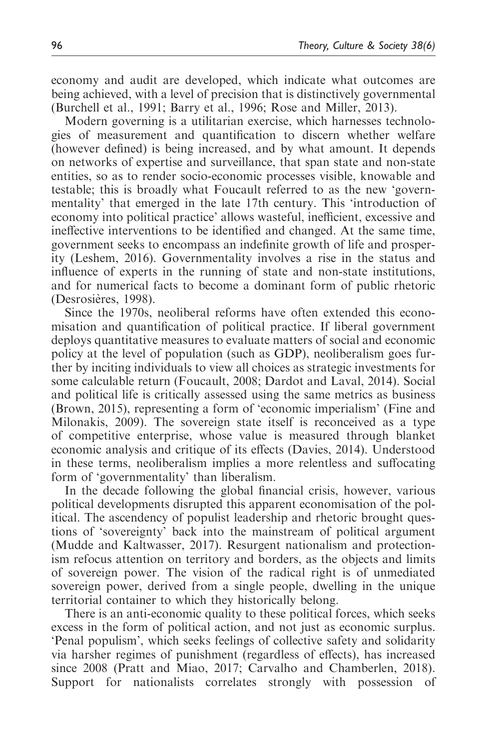economy and audit are developed, which indicate what outcomes are being achieved, with a level of precision that is distinctively governmental (Burchell et al., 1991; Barry et al., 1996; Rose and Miller, 2013).

Modern governing is a utilitarian exercise, which harnesses technologies of measurement and quantification to discern whether welfare (however defined) is being increased, and by what amount. It depends on networks of expertise and surveillance, that span state and non-state entities, so as to render socio-economic processes visible, knowable and testable; this is broadly what Foucault referred to as the new 'governmentality' that emerged in the late 17th century. This 'introduction of economy into political practice' allows wasteful, inefficient, excessive and ineffective interventions to be identified and changed. At the same time, government seeks to encompass an indefinite growth of life and prosperity (Leshem, 2016). Governmentality involves a rise in the status and influence of experts in the running of state and non-state institutions, and for numerical facts to become a dominant form of public rhetoric (Desrosières, 1998).

Since the 1970s, neoliberal reforms have often extended this economisation and quantification of political practice. If liberal government deploys quantitative measures to evaluate matters of social and economic policy at the level of population (such as GDP), neoliberalism goes further by inciting individuals to view all choices as strategic investments for some calculable return (Foucault, 2008; Dardot and Laval, 2014). Social and political life is critically assessed using the same metrics as business (Brown, 2015), representing a form of 'economic imperialism' (Fine and Milonakis, 2009). The sovereign state itself is reconceived as a type of competitive enterprise, whose value is measured through blanket economic analysis and critique of its effects (Davies, 2014). Understood in these terms, neoliberalism implies a more relentless and suffocating form of 'governmentality' than liberalism.

In the decade following the global financial crisis, however, various political developments disrupted this apparent economisation of the political. The ascendency of populist leadership and rhetoric brought questions of 'sovereignty' back into the mainstream of political argument (Mudde and Kaltwasser, 2017). Resurgent nationalism and protectionism refocus attention on territory and borders, as the objects and limits of sovereign power. The vision of the radical right is of unmediated sovereign power, derived from a single people, dwelling in the unique territorial container to which they historically belong.

There is an anti-economic quality to these political forces, which seeks excess in the form of political action, and not just as economic surplus. 'Penal populism', which seeks feelings of collective safety and solidarity via harsher regimes of punishment (regardless of effects), has increased since 2008 (Pratt and Miao, 2017; Carvalho and Chamberlen, 2018). Support for nationalists correlates strongly with possession of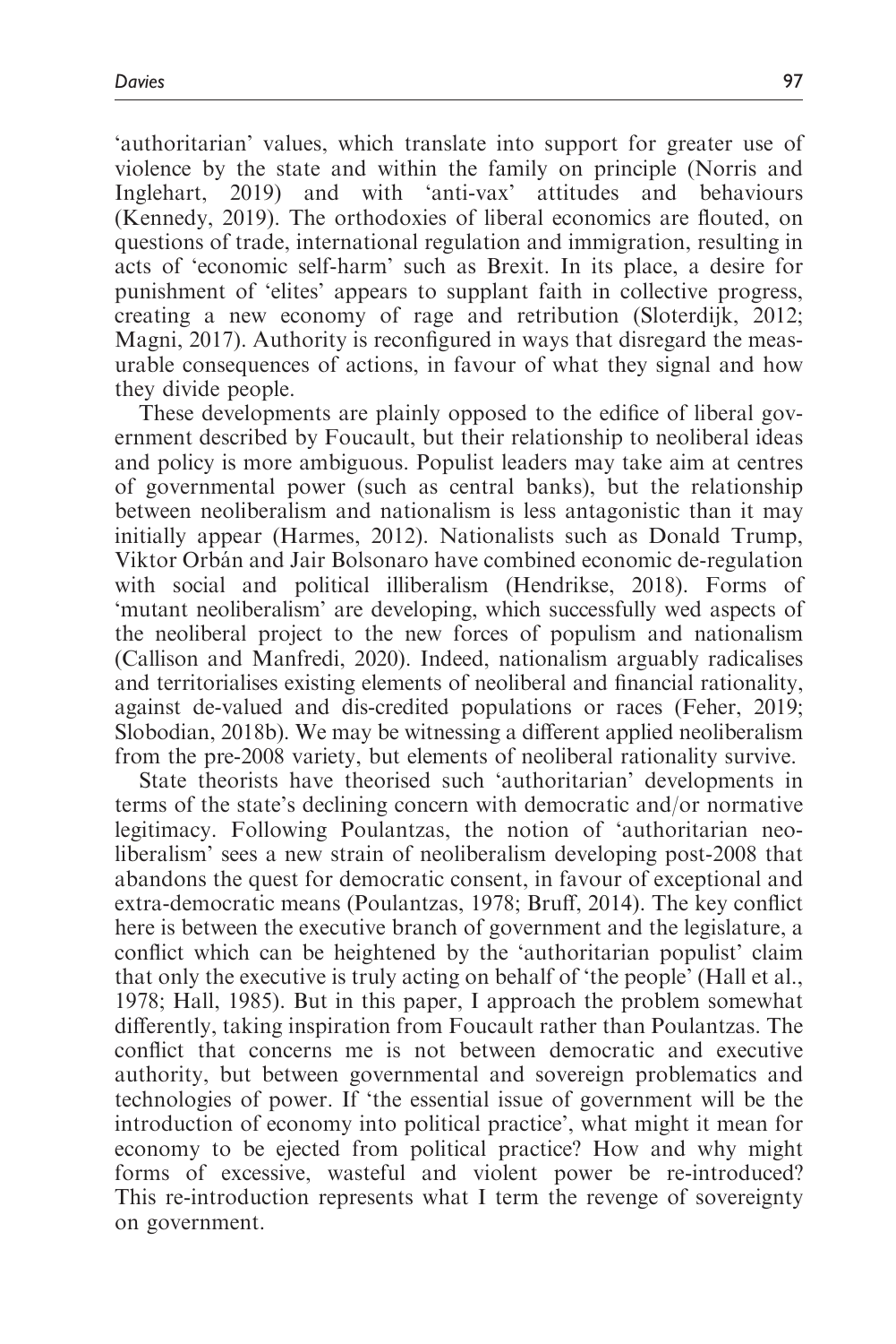'authoritarian' values, which translate into support for greater use of violence by the state and within the family on principle (Norris and Inglehart, 2019) and with 'anti-vax' attitudes and behaviours (Kennedy, 2019). The orthodoxies of liberal economics are flouted, on questions of trade, international regulation and immigration, resulting in acts of 'economic self-harm' such as Brexit. In its place, a desire for punishment of 'elites' appears to supplant faith in collective progress, creating a new economy of rage and retribution (Sloterdijk, 2012; Magni, 2017). Authority is reconfigured in ways that disregard the measurable consequences of actions, in favour of what they signal and how they divide people.

These developments are plainly opposed to the edifice of liberal government described by Foucault, but their relationship to neoliberal ideas and policy is more ambiguous. Populist leaders may take aim at centres of governmental power (such as central banks), but the relationship between neoliberalism and nationalism is less antagonistic than it may initially appear (Harmes, 2012). Nationalists such as Donald Trump, Viktor Orbán and Jair Bolsonaro have combined economic de-regulation with social and political illiberalism (Hendrikse, 2018). Forms of 'mutant neoliberalism' are developing, which successfully wed aspects of the neoliberal project to the new forces of populism and nationalism (Callison and Manfredi, 2020). Indeed, nationalism arguably radicalises and territorialises existing elements of neoliberal and financial rationality, against de-valued and dis-credited populations or races (Feher, 2019; Slobodian, 2018b). We may be witnessing a different applied neoliberalism from the pre-2008 variety, but elements of neoliberal rationality survive.

State theorists have theorised such 'authoritarian' developments in terms of the state's declining concern with democratic and/or normative legitimacy. Following Poulantzas, the notion of 'authoritarian neoliberalism' sees a new strain of neoliberalism developing post-2008 that abandons the quest for democratic consent, in favour of exceptional and extra-democratic means (Poulantzas, 1978; Bruff, 2014). The key conflict here is between the executive branch of government and the legislature, a conflict which can be heightened by the 'authoritarian populist' claim that only the executive is truly acting on behalf of 'the people' (Hall et al., 1978; Hall, 1985). But in this paper, I approach the problem somewhat differently, taking inspiration from Foucault rather than Poulantzas. The conflict that concerns me is not between democratic and executive authority, but between governmental and sovereign problematics and technologies of power. If 'the essential issue of government will be the introduction of economy into political practice', what might it mean for economy to be ejected from political practice? How and why might forms of excessive, wasteful and violent power be re-introduced? This re-introduction represents what I term the revenge of sovereignty on government.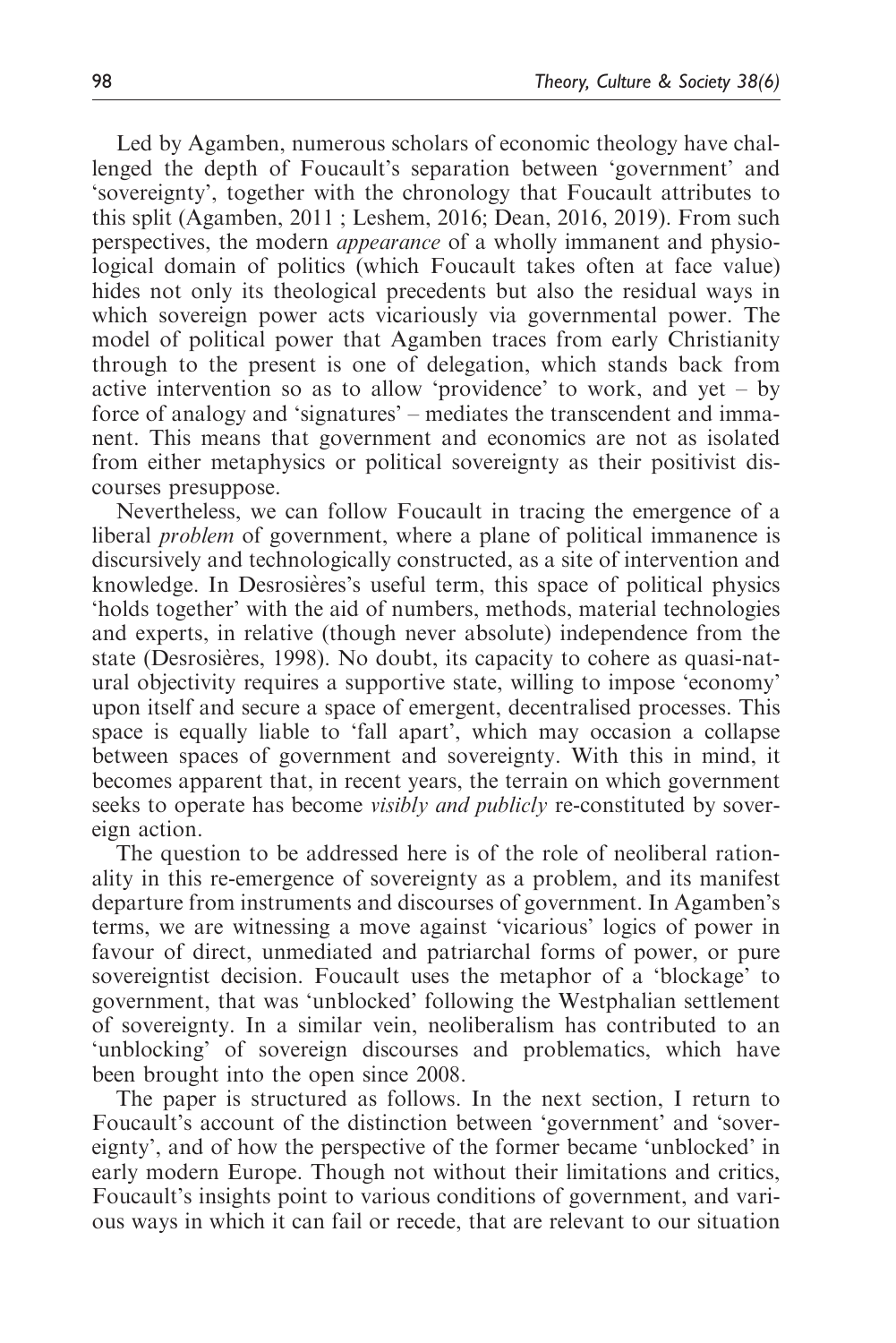Led by Agamben, numerous scholars of economic theology have challenged the depth of Foucault's separation between 'government' and 'sovereignty', together with the chronology that Foucault attributes to this split (Agamben, 2011 ; Leshem, 2016; Dean, 2016, 2019). From such perspectives, the modern *appearance* of a wholly immanent and physiological domain of politics (which Foucault takes often at face value) hides not only its theological precedents but also the residual ways in which sovereign power acts vicariously via governmental power. The model of political power that Agamben traces from early Christianity through to the present is one of delegation, which stands back from active intervention so as to allow 'providence' to work, and yet – by force of analogy and 'signatures' – mediates the transcendent and immanent. This means that government and economics are not as isolated from either metaphysics or political sovereignty as their positivist discourses presuppose.

Nevertheless, we can follow Foucault in tracing the emergence of a liberal *problem* of government, where a plane of political immanence is discursively and technologically constructed, as a site of intervention and knowledge. In Desrosières's useful term, this space of political physics 'holds together' with the aid of numbers, methods, material technologies and experts, in relative (though never absolute) independence from the state (Desrosières, 1998). No doubt, its capacity to cohere as quasi-natural objectivity requires a supportive state, willing to impose 'economy' upon itself and secure a space of emergent, decentralised processes. This space is equally liable to 'fall apart', which may occasion a collapse between spaces of government and sovereignty. With this in mind, it becomes apparent that, in recent years, the terrain on which government seeks to operate has become *visibly and publicly* re-constituted by sovereign action.

The question to be addressed here is of the role of neoliberal rationality in this re-emergence of sovereignty as a problem, and its manifest departure from instruments and discourses of government. In Agamben's terms, we are witnessing a move against 'vicarious' logics of power in favour of direct, unmediated and patriarchal forms of power, or pure sovereigntist decision. Foucault uses the metaphor of a 'blockage' to government, that was 'unblocked' following the Westphalian settlement of sovereignty. In a similar vein, neoliberalism has contributed to an 'unblocking' of sovereign discourses and problematics, which have been brought into the open since 2008.

The paper is structured as follows. In the next section, I return to Foucault's account of the distinction between 'government' and 'sovereignty', and of how the perspective of the former became 'unblocked' in early modern Europe. Though not without their limitations and critics, Foucault's insights point to various conditions of government, and various ways in which it can fail or recede, that are relevant to our situation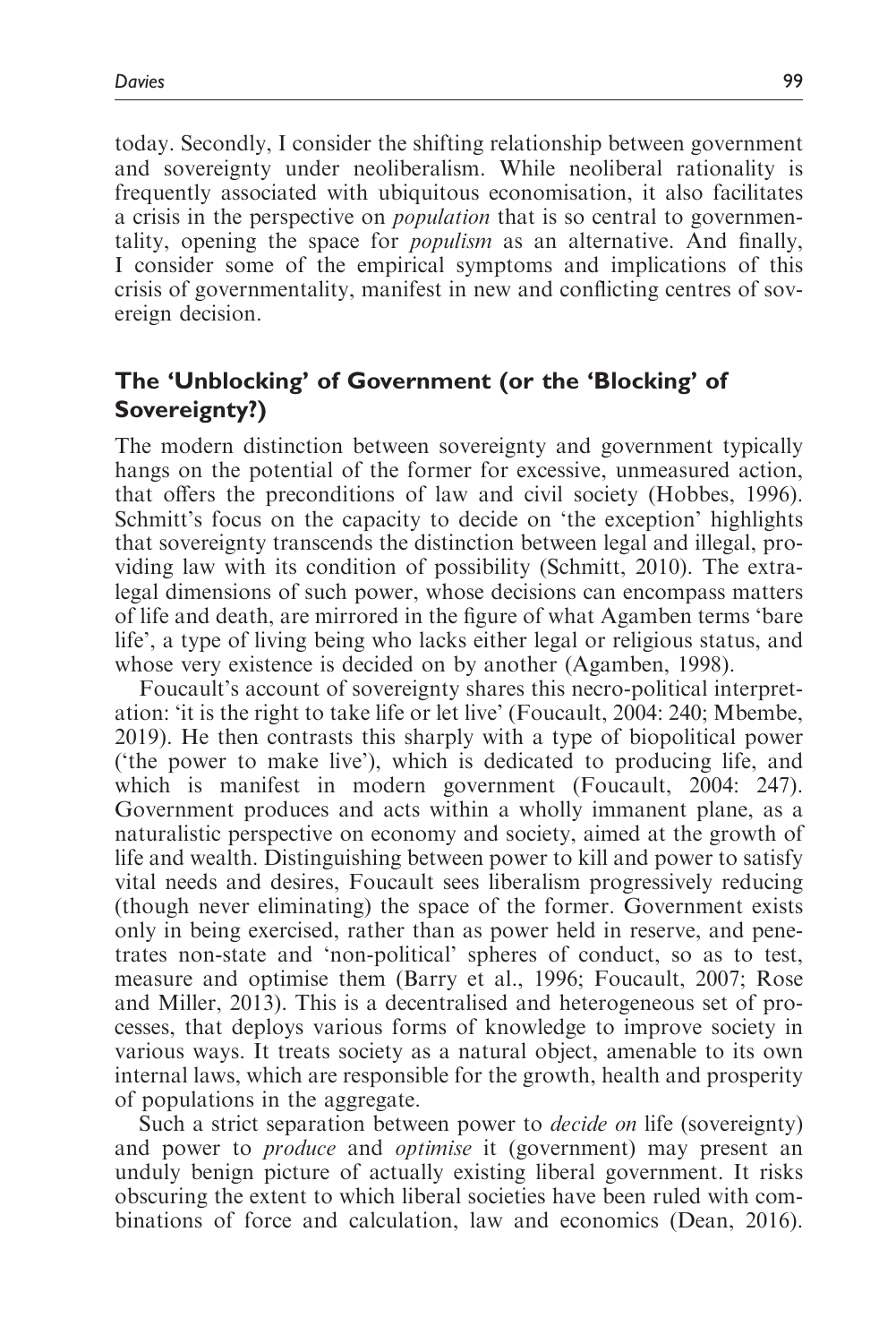today. Secondly, I consider the shifting relationship between government and sovereignty under neoliberalism. While neoliberal rationality is frequently associated with ubiquitous economisation, it also facilitates a crisis in the perspective on *population* that is so central to governmentality, opening the space for *populism* as an alternative. And finally, I consider some of the empirical symptoms and implications of this crisis of governmentality, manifest in new and conflicting centres of sovereign decision.

## The 'Unblocking' of Government (or the 'Blocking' of Sovereignty?)

The modern distinction between sovereignty and government typically hangs on the potential of the former for excessive, unmeasured action, that offers the preconditions of law and civil society (Hobbes, 1996). Schmitt's focus on the capacity to decide on 'the exception' highlights that sovereignty transcends the distinction between legal and illegal, providing law with its condition of possibility (Schmitt, 2010). The extra-legal dimensions of such power, whose decisions can encompass matters of life and death, are mirrored in the figure of what Agamben terms 'bare life', a type of living being who lacks either legal or religious status, and whose very existence is decided on by another (Agamben, 1998).

Foucault's account of sovereignty shares this necro-political interpretation: 'it is the right to take life or let live' (Foucault, 2004: 240; Mbembe, 2019). He then contrasts this sharply with a type of biopolitical power ('the power to make live'), which is dedicated to producing life, and which is manifest in modern government (Foucault, 2004: 247). Government produces and acts within a wholly immanent plane, as a naturalistic perspective on economy and society, aimed at the growth of life and wealth. Distinguishing between power to kill and power to satisfy vital needs and desires, Foucault sees liberalism progressively reducing (though never eliminating) the space of the former. Government exists only in being exercised, rather than as power held in reserve, and penetrates non-state and 'non-political' spheres of conduct, so as to test, measure and optimise them (Barry et al., 1996; Foucault, 2007; Rose and Miller, 2013). This is a decentralised and heterogeneous set of processes, that deploys various forms of knowledge to improve society in various ways. It treats society as a natural object, amenable to its own internal laws, which are responsible for the growth, health and prosperity of populations in the aggregate.

Such a strict separation between power to *decide on* life (sovereignty) and power to *produce* and *optimise* it (government) may present an unduly benign picture of actually existing liberal government. It risks obscuring the extent to which liberal societies have been ruled with combinations of force and calculation, law and economics (Dean, 2016).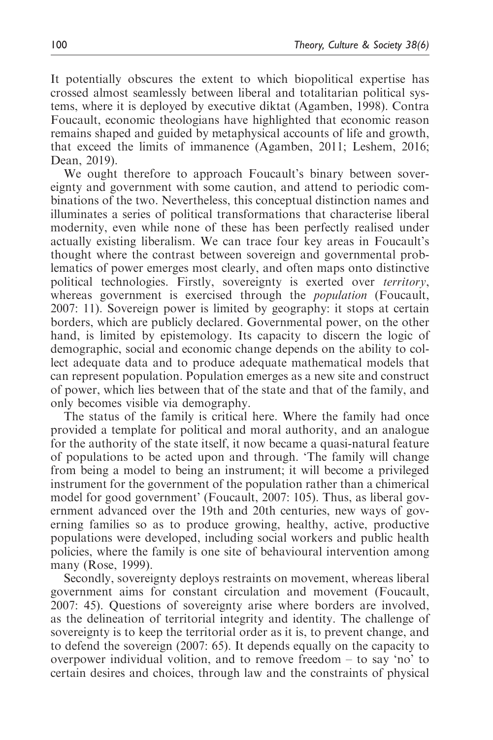It potentially obscures the extent to which biopolitical expertise has crossed almost seamlessly between liberal and totalitarian political systems, where it is deployed by executive diktat (Agamben, 1998). Contra Foucault, economic theologians have highlighted that economic reason remains shaped and guided by metaphysical accounts of life and growth, that exceed the limits of immanence (Agamben, 2011; Leshem, 2016; Dean, 2019).

We ought therefore to approach Foucault's binary between sovereignty and government with some caution, and attend to periodic combinations of the two. Nevertheless, this conceptual distinction names and illuminates a series of political transformations that characterise liberal modernity, even while none of these has been perfectly realised under actually existing liberalism. We can trace four key areas in Foucault's thought where the contrast between sovereign and governmental problematics of power emerges most clearly, and often maps onto distinctive political technologies. Firstly, sovereignty is exerted over *territory*, whereas government is exercised through the *population* (Foucault, 2007: 11). Sovereign power is limited by geography: it stops at certain borders, which are publicly declared. Governmental power, on the other hand, is limited by epistemology. Its capacity to discern the logic of demographic, social and economic change depends on the ability to collect adequate data and to produce adequate mathematical models that can represent population. Population emerges as a new site and construct of power, which lies between that of the state and that of the family, and only becomes visible via demography.

The status of the family is critical here. Where the family had once provided a template for political and moral authority, and an analogue for the authority of the state itself, it now became a quasi-natural feature of populations to be acted upon and through. 'The family will change from being a model to being an instrument; it will become a privileged instrument for the government of the population rather than a chimerical model for good government' (Foucault, 2007: 105). Thus, as liberal government advanced over the 19th and 20th centuries, new ways of governing families so as to produce growing, healthy, active, productive populations were developed, including social workers and public health policies, where the family is one site of behavioural intervention among many (Rose, 1999).

Secondly, sovereignty deploys restraints on movement, whereas liberal government aims for constant circulation and movement (Foucault, 2007: 45). Questions of sovereignty arise where borders are involved, as the delineation of territorial integrity and identity. The challenge of sovereignty is to keep the territorial order as it is, to prevent change, and to defend the sovereign (2007: 65). It depends equally on the capacity to overpower individual volition, and to remove freedom – to say 'no' to certain desires and choices, through law and the constraints of physical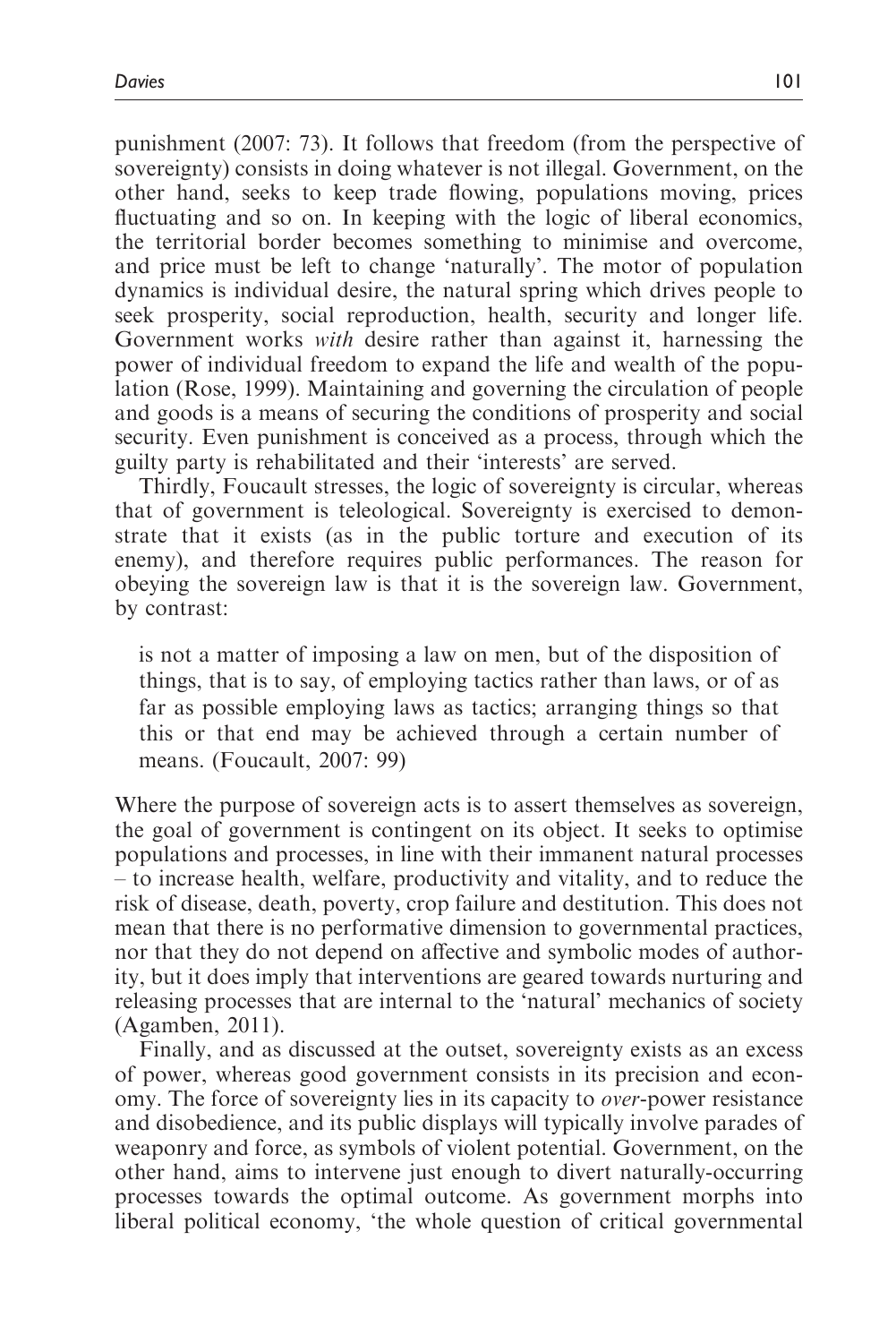punishment (2007: 73). It follows that freedom (from the perspective of sovereignty) consists in doing whatever is not illegal. Government, on the other hand, seeks to keep trade flowing, populations moving, prices fluctuating and so on. In keeping with the logic of liberal economics, the territorial border becomes something to minimise and overcome, and price must be left to change 'naturally'. The motor of population dynamics is individual desire, the natural spring which drives people to seek prosperity, social reproduction, health, security and longer life. Government works *with* desire rather than against it, harnessing the power of individual freedom to expand the life and wealth of the population (Rose, 1999). Maintaining and governing the circulation of people and goods is a means of securing the conditions of prosperity and social security. Even punishment is conceived as a process, through which the guilty party is rehabilitated and their 'interests' are served.

Thirdly, Foucault stresses, the logic of sovereignty is circular, whereas that of government is teleological. Sovereignty is exercised to demonstrate that it exists (as in the public torture and execution of its enemy), and therefore requires public performances. The reason for obeying the sovereign law is that it is the sovereign law. Government, by contrast:

> is not a matter of imposing a law on men, but of the disposition of things, that is to say, of employing tactics rather than laws, or of as far as possible employing laws as tactics; arranging things so that this or that end may be achieved through a certain number of means. (Foucault, 2007: 99)

Where the purpose of sovereign acts is to assert themselves as sovereign, the goal of government is contingent on its object. It seeks to optimise populations and processes, in line with their immanent natural processes – to increase health, welfare, productivity and vitality, and to reduce the risk of disease, death, poverty, crop failure and destitution. This does not mean that there is no performative dimension to governmental practices, nor that they do not depend on affective and symbolic modes of authority, but it does imply that interventions are geared towards nurturing and releasing processes that are internal to the 'natural' mechanics of society (Agamben, 2011).

Finally, and as discussed at the outset, sovereignty exists as an excess of power, whereas good government consists in its precision and economy. The force of sovereignty lies in its capacity to *over*-power resistance and disobedience, and its public displays will typically involve parades of weaponry and force, as symbols of violent potential. Government, on the other hand, aims to intervene just enough to divert naturally-occurring processes towards the optimal outcome. As government morphs into liberal political economy, 'the whole question of critical governmental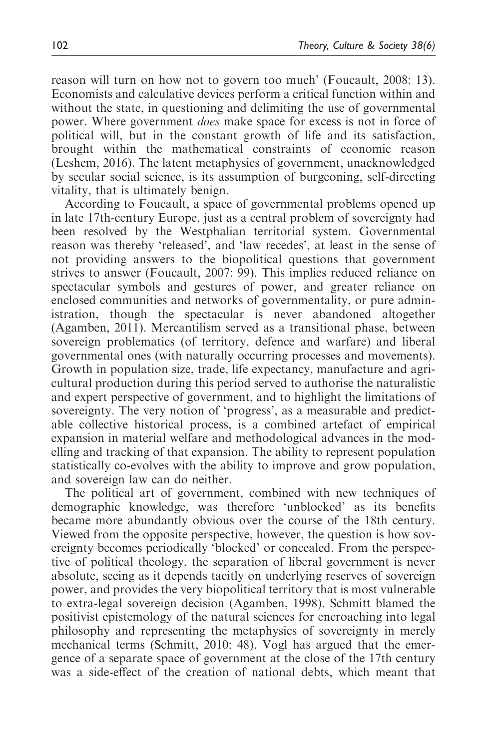reason will turn on how not to govern too much' (Foucault, 2008: 13). Economists and calculative devices perform a critical function within and without the state, in questioning and delimiting the use of governmental power. Where government *does* make space for excess is not in force of political will, but in the constant growth of life and its satisfaction, brought within the mathematical constraints of economic reason (Leshem, 2016). The latent metaphysics of government, unacknowledged by secular social science, is its assumption of burgeoning, self-directing vitality, that is ultimately benign.

According to Foucault, a space of governmental problems opened up in late 17th-century Europe, just as a central problem of sovereignty had been resolved by the Westphalian territorial system. Governmental reason was thereby 'released', and 'law recedes', at least in the sense of not providing answers to the biopolitical questions that government strives to answer (Foucault, 2007: 99). This implies reduced reliance on spectacular symbols and gestures of power, and greater reliance on enclosed communities and networks of governmentality, or pure administration, though the spectacular is never abandoned altogether (Agamben, 2011). Mercantilism served as a transitional phase, between sovereign problematics (of territory, defence and warfare) and liberal governmental ones (with naturally occurring processes and movements). Growth in population size, trade, life expectancy, manufacture and agricultural production during this period served to authorise the naturalistic and expert perspective of government, and to highlight the limitations of sovereignty. The very notion of 'progress', as a measurable and predictable collective historical process, is a combined artefact of empirical expansion in material welfare and methodological advances in the modelling and tracking of that expansion. The ability to represent population statistically co-evolves with the ability to improve and grow population, and sovereign law can do neither.

The political art of government, combined with new techniques of demographic knowledge, was therefore 'unblocked' as its benefits became more abundantly obvious over the course of the 18th century. Viewed from the opposite perspective, however, the question is how sovereignty becomes periodically 'blocked' or concealed. From the perspective of political theology, the separation of liberal government is never absolute, seeing as it depends tacitly on underlying reserves of sovereign power, and provides the very biopolitical territory that is most vulnerable to extra-legal sovereign decision (Agamben, 1998). Schmitt blamed the positivist epistemology of the natural sciences for encroaching into legal philosophy and representing the metaphysics of sovereignty in merely mechanical terms (Schmitt, 2010: 48). Vogl has argued that the emergence of a separate space of government at the close of the 17th century was a side-effect of the creation of national debts, which meant that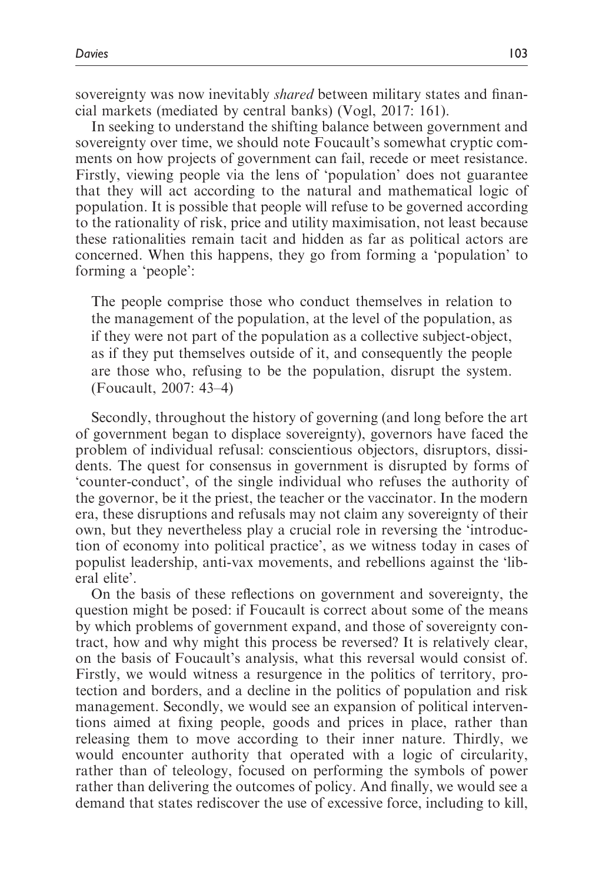sovereignty was now inevitably *shared* between military states and financial markets (mediated by central banks) (Vogl, 2017: 161).

In seeking to understand the shifting balance between government and sovereignty over time, we should note Foucault's somewhat cryptic comments on how projects of government can fail, recede or meet resistance. Firstly, viewing people via the lens of 'population' does not guarantee that they will act according to the natural and mathematical logic of population. It is possible that people will refuse to be governed according to the rationality of risk, price and utility maximisation, not least because these rationalities remain tacit and hidden as far as political actors are concerned. When this happens, they go from forming a 'population' to forming a 'people':

> The people comprise those who conduct themselves in relation to the management of the population, at the level of the population, as if they were not part of the population as a collective subject-object, as if they put themselves outside of it, and consequently the people are those who, refusing to be the population, disrupt the system. (Foucault, 2007: 43–4)

Secondly, throughout the history of governing (and long before the art of government began to displace sovereignty), governors have faced the problem of individual refusal: conscientious objectors, disruptors, dissidents. The quest for consensus in government is disrupted by forms of 'counter-conduct', of the single individual who refuses the authority of the governor, be it the priest, the teacher or the vaccinator. In the modern era, these disruptions and refusals may not claim any sovereignty of their own, but they nevertheless play a crucial role in reversing the 'introduction of economy into political practice', as we witness today in cases of populist leadership, anti-vax movements, and rebellions against the 'liberal elite'.

On the basis of these reflections on government and sovereignty, the question might be posed: if Foucault is correct about some of the means by which problems of government expand, and those of sovereignty contract, how and why might this process be reversed? It is relatively clear, on the basis of Foucault's analysis, what this reversal would consist of. Firstly, we would witness a resurgence in the politics of territory, protection and borders, and a decline in the politics of population and risk management. Secondly, we would see an expansion of political interventions aimed at fixing people, goods and prices in place, rather than releasing them to move according to their inner nature. Thirdly, we would encounter authority that operated with a logic of circularity, rather than of teleology, focused on performing the symbols of power rather than delivering the outcomes of policy. And finally, we would see a demand that states rediscover the use of excessive force, including to kill,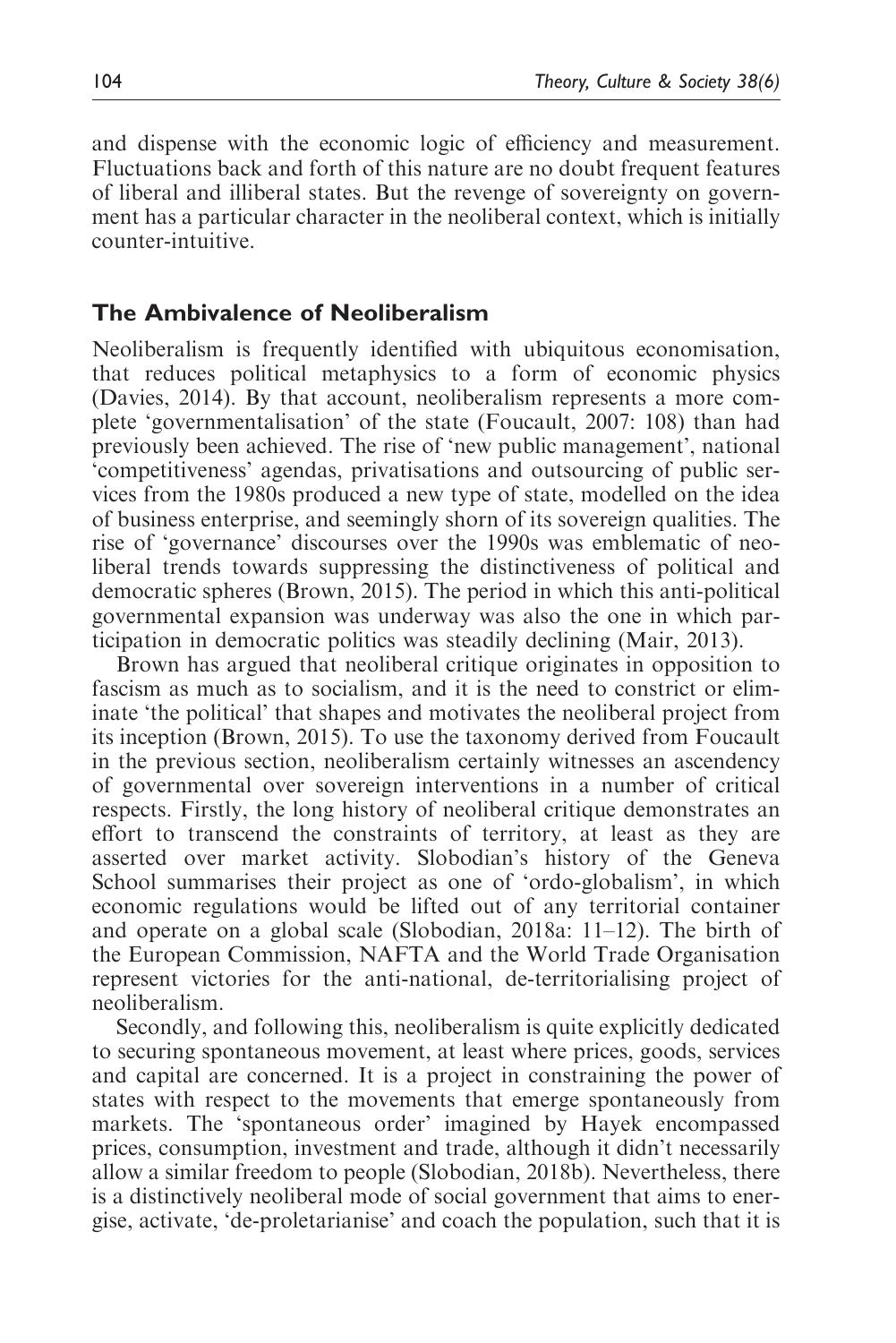and dispense with the economic logic of efficiency and measurement. Fluctuations back and forth of this nature are no doubt frequent features of liberal and illiberal states. But the revenge of sovereignty on government has a particular character in the neoliberal context, which is initially counter-intuitive.

## The Ambivalence of Neoliberalism

Neoliberalism is frequently identified with ubiquitous economisation, that reduces political metaphysics to a form of economic physics (Davies, 2014). By that account, neoliberalism represents a more complete 'governmentalisation' of the state (Foucault, 2007: 108) than had previously been achieved. The rise of 'new public management', national 'competitiveness' agendas, privatisations and outsourcing of public services from the 1980s produced a new type of state, modelled on the idea of business enterprise, and seemingly shorn of its sovereign qualities. The rise of 'governance' discourses over the 1990s was emblematic of neoliberal trends towards suppressing the distinctiveness of political and democratic spheres (Brown, 2015). The period in which this anti-political governmental expansion was underway was also the one in which participation in democratic politics was steadily declining (Mair, 2013).

Brown has argued that neoliberal critique originates in opposition to fascism as much as to socialism, and it is the need to constrict or eliminate 'the political' that shapes and motivates the neoliberal project from its inception (Brown, 2015). To use the taxonomy derived from Foucault in the previous section, neoliberalism certainly witnesses an ascendency of governmental over sovereign interventions in a number of critical respects. Firstly, the long history of neoliberal critique demonstrates an effort to transcend the constraints of territory, at least as they are asserted over market activity. Slobodian's history of the Geneva School summarises their project as one of 'ordo-globalism', in which economic regulations would be lifted out of any territorial container and operate on a global scale (Slobodian, 2018a: 11–12). The birth of the European Commission, NAFTA and the World Trade Organisation represent victories for the anti-national, de-territorialising project of neoliberalism.

Secondly, and following this, neoliberalism is quite explicitly dedicated to securing spontaneous movement, at least where prices, goods, services and capital are concerned. It is a project in constraining the power of states with respect to the movements that emerge spontaneously from markets. The 'spontaneous order' imagined by Hayek encompassed prices, consumption, investment and trade, although it didn't necessarily allow a similar freedom to people (Slobodian, 2018b). Nevertheless, there is a distinctively neoliberal mode of social government that aims to energise, activate, 'de-proletarianise' and coach the population, such that it is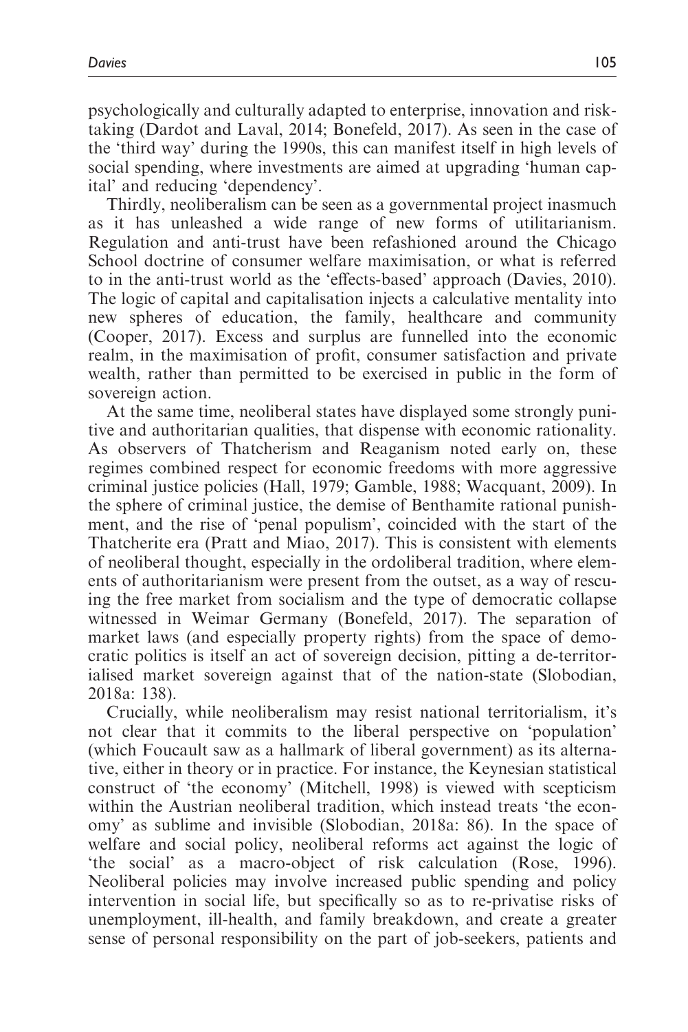psychologically and culturally adapted to enterprise, innovation and risk-taking (Dardot and Laval, 2014; Bonefeld, 2017). As seen in the case of the 'third way' during the 1990s, this can manifest itself in high levels of social spending, where investments are aimed at upgrading 'human capital' and reducing 'dependency'.

Thirdly, neoliberalism can be seen as a governmental project inasmuch as it has unleashed a wide range of new forms of utilitarianism. Regulation and anti-trust have been refashioned around the Chicago School doctrine of consumer welfare maximisation, or what is referred to in the anti-trust world as the 'effects-based' approach (Davies, 2010). The logic of capital and capitalisation injects a calculative mentality into new spheres of education, the family, healthcare and community (Cooper, 2017). Excess and surplus are funnelled into the economic realm, in the maximisation of profit, consumer satisfaction and private wealth, rather than permitted to be exercised in public in the form of sovereign action.

At the same time, neoliberal states have displayed some strongly punitive and authoritarian qualities, that dispense with economic rationality. As observers of Thatcherism and Reaganism noted early on, these regimes combined respect for economic freedoms with more aggressive criminal justice policies (Hall, 1979; Gamble, 1988; Wacquant, 2009). In the sphere of criminal justice, the demise of Benthamite rational punishment, and the rise of 'penal populism', coincided with the start of the Thatcherite era (Pratt and Miao, 2017). This is consistent with elements of neoliberal thought, especially in the ordoliberal tradition, where elements of authoritarianism were present from the outset, as a way of rescuing the free market from socialism and the type of democratic collapse witnessed in Weimar Germany (Bonefeld, 2017). The separation of market laws (and especially property rights) from the space of democratic politics is itself an act of sovereign decision, pitting a de-territorialised market sovereign against that of the nation-state (Slobodian, 2018a: 138).

Crucially, while neoliberalism may resist national territorialism, it's not clear that it commits to the liberal perspective on 'population' (which Foucault saw as a hallmark of liberal government) as its alternative, either in theory or in practice. For instance, the Keynesian statistical construct of 'the economy' (Mitchell, 1998) is viewed with scepticism within the Austrian neoliberal tradition, which instead treats 'the economy' as sublime and invisible (Slobodian, 2018a: 86). In the space of welfare and social policy, neoliberal reforms act against the logic of 'the social' as a macro-object of risk calculation (Rose, 1996). Neoliberal policies may involve increased public spending and policy intervention in social life, but specifically so as to re-privatise risks of unemployment, ill-health, and family breakdown, and create a greater sense of personal responsibility on the part of job-seekers, patients and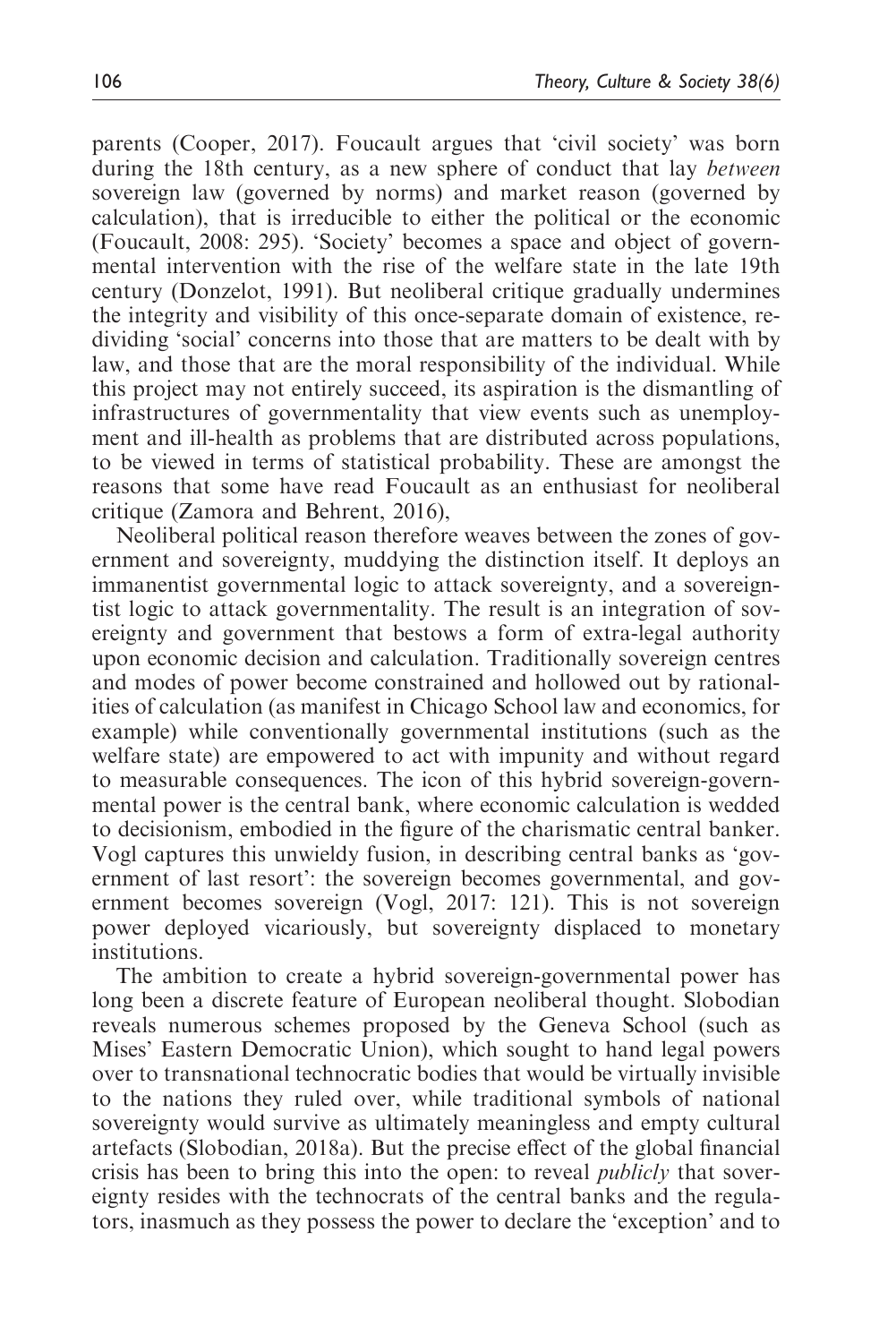parents (Cooper, 2017). Foucault argues that 'civil society' was born during the 18th century, as a new sphere of conduct that lay *between* sovereign law (governed by norms) and market reason (governed by calculation), that is irreducible to either the political or the economic (Foucault, 2008: 295). 'Society' becomes a space and object of governmental intervention with the rise of the welfare state in the late 19th century (Donzelot, 1991). But neoliberal critique gradually undermines the integrity and visibility of this once-separate domain of existence, re-dividing 'social' concerns into those that are matters to be dealt with by law, and those that are the moral responsibility of the individual. While this project may not entirely succeed, its aspiration is the dismantling of infrastructures of governmentality that view events such as unemployment and ill-health as problems that are distributed across populations, to be viewed in terms of statistical probability. These are amongst the reasons that some have read Foucault as an enthusiast for neoliberal critique (Zamora and Behrent, 2016),

Neoliberal political reason therefore weaves between the zones of government and sovereignty, muddying the distinction itself. It deploys an immanentist governmental logic to attack sovereignty, and a sovereigntist logic to attack governmentality. The result is an integration of sovereignty and government that bestows a form of extra-legal authority upon economic decision and calculation. Traditionally sovereign centres and modes of power become constrained and hollowed out by rationalities of calculation (as manifest in Chicago School law and economics, for example) while conventionally governmental institutions (such as the welfare state) are empowered to act with impunity and without regard to measurable consequences. The icon of this hybrid sovereign-governmental power is the central bank, where economic calculation is wedded to decisionism, embodied in the figure of the charismatic central banker. Vogl captures this unwieldy fusion, in describing central banks as 'government of last resort': the sovereign becomes governmental, and government becomes sovereign (Vogl, 2017: 121). This is not sovereign power deployed vicariously, but sovereignty displaced to monetary institutions.

The ambition to create a hybrid sovereign-governmental power has long been a discrete feature of European neoliberal thought. Slobodian reveals numerous schemes proposed by the Geneva School (such as Mises' Eastern Democratic Union), which sought to hand legal powers over to transnational technocratic bodies that would be virtually invisible to the nations they ruled over, while traditional symbols of national sovereignty would survive as ultimately meaningless and empty cultural artefacts (Slobodian, 2018a). But the precise effect of the global financial crisis has been to bring this into the open: to reveal *publicly* that sovereignty resides with the technocrats of the central banks and the regulators, inasmuch as they possess the power to declare the 'exception' and to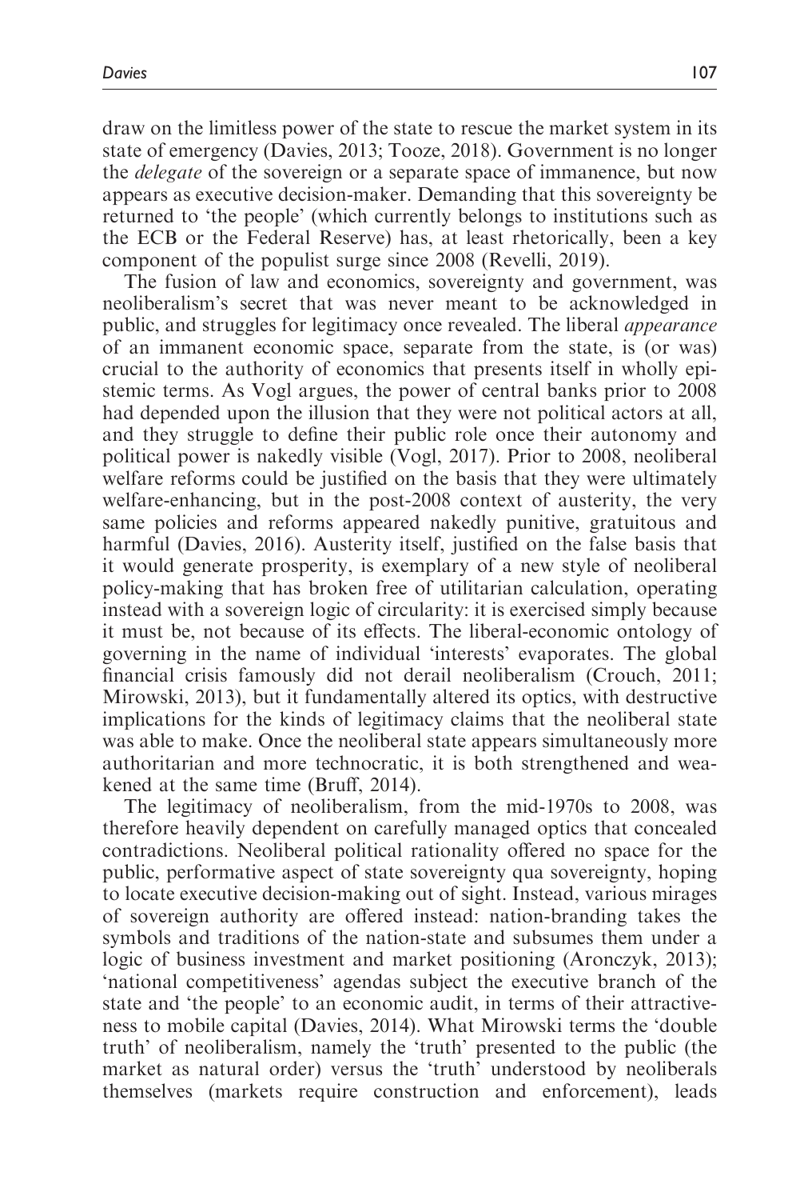draw on the limitless power of the state to rescue the market system in its state of emergency (Davies, 2013; Tooze, 2018). Government is no longer the *delegate* of the sovereign or a separate space of immanence, but now appears as executive decision-maker. Demanding that this sovereignty be returned to 'the people' (which currently belongs to institutions such as the ECB or the Federal Reserve) has, at least rhetorically, been a key component of the populist surge since 2008 (Revelli, 2019).

The fusion of law and economics, sovereignty and government, was neoliberalism's secret that was never meant to be acknowledged in public, and struggles for legitimacy once revealed. The liberal *appearance* of an immanent economic space, separate from the state, is (or was) crucial to the authority of economics that presents itself in wholly epistemic terms. As Vogl argues, the power of central banks prior to 2008 had depended upon the illusion that they were not political actors at all, and they struggle to define their public role once their autonomy and political power is nakedly visible (Vogl, 2017). Prior to 2008, neoliberal welfare reforms could be justified on the basis that they were ultimately welfare-enhancing, but in the post-2008 context of austerity, the very same policies and reforms appeared nakedly punitive, gratuitous and harmful (Davies, 2016). Austerity itself, justified on the false basis that it would generate prosperity, is exemplary of a new style of neoliberal policy-making that has broken free of utilitarian calculation, operating instead with a sovereign logic of circularity: it is exercised simply because it must be, not because of its effects. The liberal-economic ontology of governing in the name of individual 'interests' evaporates. The global financial crisis famously did not derail neoliberalism (Crouch, 2011; Mirowski, 2013), but it fundamentally altered its optics, with destructive implications for the kinds of legitimacy claims that the neoliberal state was able to make. Once the neoliberal state appears simultaneously more authoritarian and more technocratic, it is both strengthened and weakened at the same time (Bruff, 2014).

The legitimacy of neoliberalism, from the mid-1970s to 2008, was therefore heavily dependent on carefully managed optics that concealed contradictions. Neoliberal political rationality offered no space for the public, performative aspect of state sovereignty qua sovereignty, hoping to locate executive decision-making out of sight. Instead, various mirages of sovereign authority are offered instead: nation-branding takes the symbols and traditions of the nation-state and subsumes them under a logic of business investment and market positioning (Aronczyk, 2013); 'national competitiveness' agendas subject the executive branch of the state and 'the people' to an economic audit, in terms of their attractiveness to mobile capital (Davies, 2014). What Mirowski terms the 'double truth' of neoliberalism, namely the 'truth' presented to the public (the market as natural order) versus the 'truth' understood by neoliberals themselves (markets require construction and enforcement), leads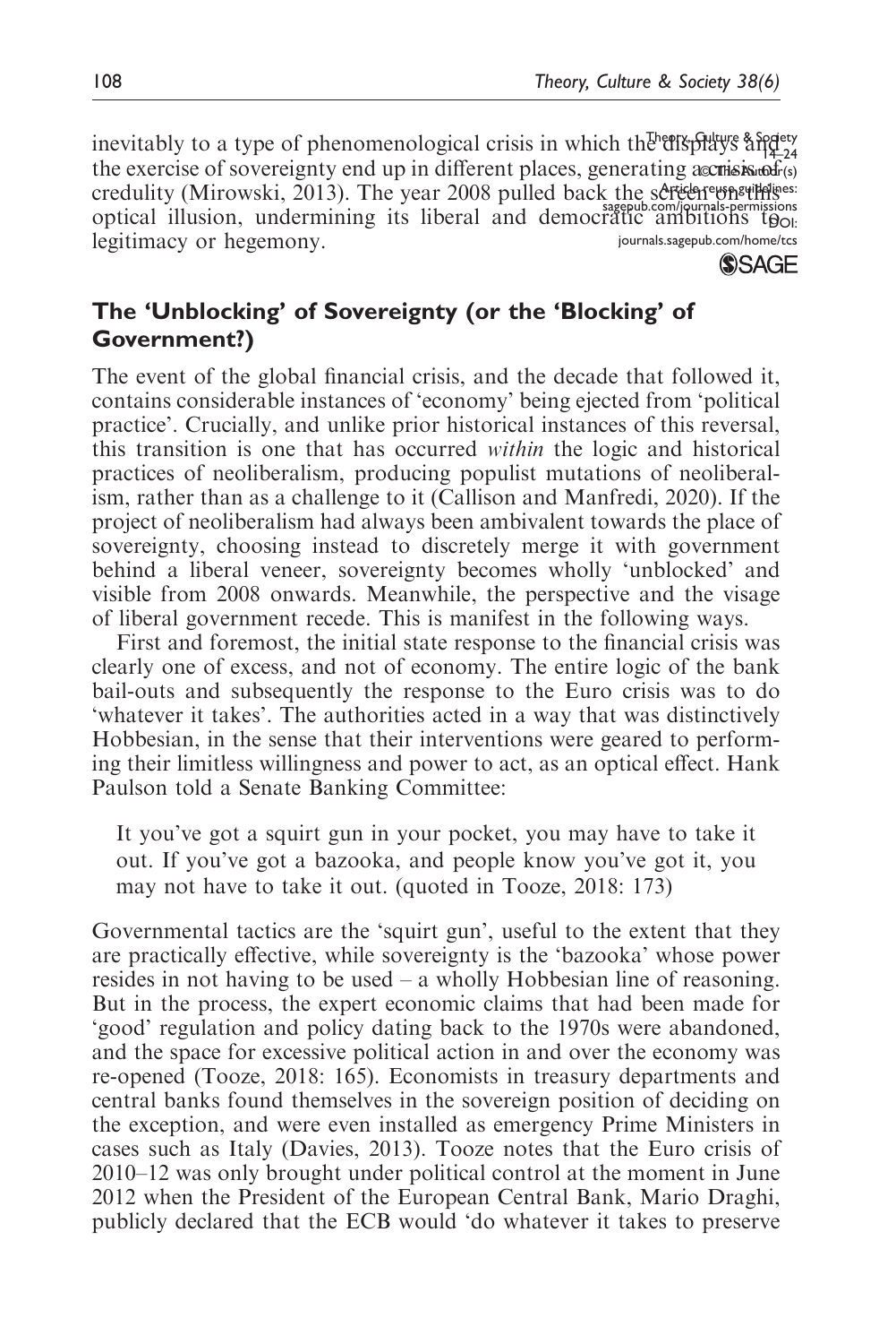inevitably to a type of phenomenological crisis in which the displays and the exercise of sovereignty end up in different places, generating a crisis of credulity (Mirowski, 2013). The year 2008 pulled back the screen on this optical illusion, undermining its liberal and democratic ambitions to legitimacy or hegemony.

## The 'Unblocking' of Sovereignty (or the 'Blocking' of Government?)

The event of the global financial crisis, and the decade that followed it, contains considerable instances of 'economy' being ejected from 'political practice'. Crucially, and unlike prior historical instances of this reversal, this transition is one that has occurred *within* the logic and historical practices of neoliberalism, producing populist mutations of neoliberalism, rather than as a challenge to it (Callison and Manfredi, 2020). If the project of neoliberalism had always been ambivalent towards the place of sovereignty, choosing instead to discretely merge it with government behind a liberal veneer, sovereignty becomes wholly 'unblocked' and visible from 2008 onwards. Meanwhile, the perspective and the visage of liberal government recede. This is manifest in the following ways.

First and foremost, the initial state response to the financial crisis was clearly one of excess, and not of economy. The entire logic of the bank bail-outs and subsequently the response to the Euro crisis was to do 'whatever it takes'. The authorities acted in a way that was distinctively Hobbesian, in the sense that their interventions were geared to performing their limitless willingness and power to act, as an optical effect. Hank Paulson told a Senate Banking Committee:

> It you've got a squirt gun in your pocket, you may have to take it out. If you've got a bazooka, and people know you've got it, you may not have to take it out. (quoted in Tooze, 2018: 173)

Governmental tactics are the 'squirt gun', useful to the extent that they are practically effective, while sovereignty is the 'bazooka' whose power resides in not having to be used – a wholly Hobbesian line of reasoning. But in the process, the expert economic claims that had been made for 'good' regulation and policy dating back to the 1970s were abandoned, and the space for excessive political action in and over the economy was re-opened (Tooze, 2018: 165). Economists in treasury departments and central banks found themselves in the sovereign position of deciding on the exception, and were even installed as emergency Prime Ministers in cases such as Italy (Davies, 2013). Tooze notes that the Euro crisis of 2010–12 was only brought under political control at the moment in June 2012 when the President of the European Central Bank, Mario Draghi, publicly declared that the ECB would 'do whatever it takes to preserve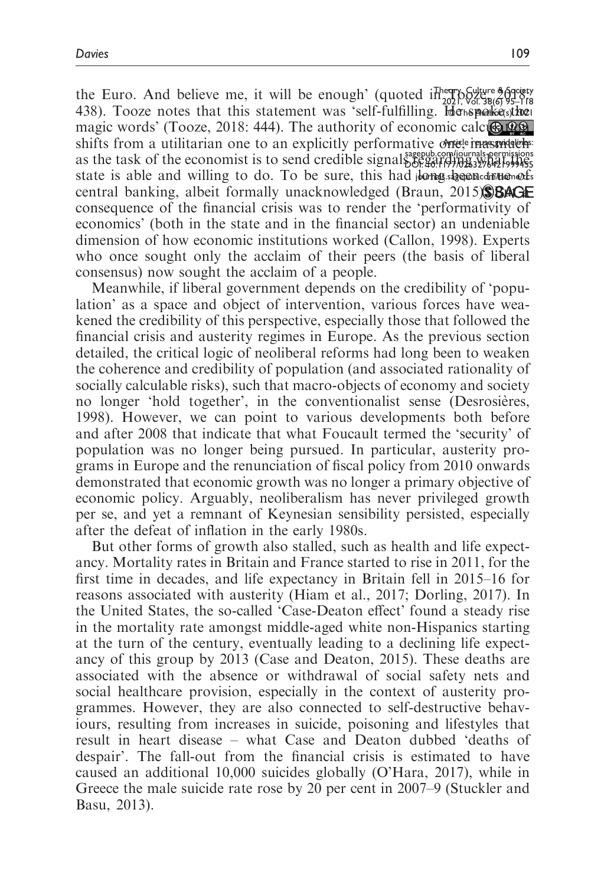the Euro. And believe me, it will be enough' (quoted in Tooze, 2018: 438). Tooze notes that this statement was 'self-fulfilling. He spoke the magic words' (Tooze, 2018: 444). The authority of economic calculation shifts from a utilitarian one to an explicitly performative one, insofar as the task of the economist is to send credible signals regarding what the state is able and willing to do. To be sure, this had long been true of central banking, albeit formally unacknowledged (Braun, 2015). But a consequence of the financial crisis was to render the 'performativity of economics' (both in the state and in the financial sector) an undeniable dimension of how economic institutions worked (Callon, 1998). Experts who once sought only the acclaim of their peers (the basis of liberal consensus) now sought the acclaim of a people.

Meanwhile, if liberal government depends on the credibility of 'population' as a space and object of intervention, various forces have weakened the credibility of this perspective, especially those that followed the financial crisis and austerity regimes in Europe. As the previous section detailed, the critical logic of neoliberal reforms had long been to weaken the coherence and credibility of population (and associated rationality of socially calculable risks), such that macro-objects of economy and society no longer 'hold together', in the conventionalist sense (Desrosières, 1998). However, we can point to various developments both before and after 2008 that indicate that what Foucault termed the 'security' of population was no longer being pursued. In particular, austerity programs in Europe and the renunciation of fiscal policy from 2010 onwards demonstrated that economic growth was no longer a primary objective of economic policy. Arguably, neoliberalism has never privileged growth per se, and yet a remnant of Keynesian sensibility persisted, especially after the defeat of inflation in the early 1980s.

But other forms of growth also stalled, such as health and life expectancy. Mortality rates in Britain and France started to rise in 2011, for the first time in decades, and life expectancy in Britain fell in 2015–16 for reasons associated with austerity (Hiam et al., 2017; Dorling, 2017). In the United States, the so-called 'Case-Deaton effect' found a steady rise in the mortality rate amongst middle-aged white non-Hispanics starting at the turn of the century, eventually leading to a declining life expectancy of this group by 2013 (Case and Deaton, 2015). These deaths are associated with the absence or withdrawal of social safety nets and social healthcare provision, especially in the context of austerity programmes. However, they are also connected to self-destructive behaviours, resulting from increases in suicide, poisoning and lifestyles that result in heart disease – what Case and Deaton dubbed 'deaths of despair'. The fall-out from the financial crisis is estimated to have caused an additional 10,000 suicides globally (O'Hara, 2017), while in Greece the male suicide rate rose by 20 per cent in 2007–9 (Stuckler and Basu, 2013).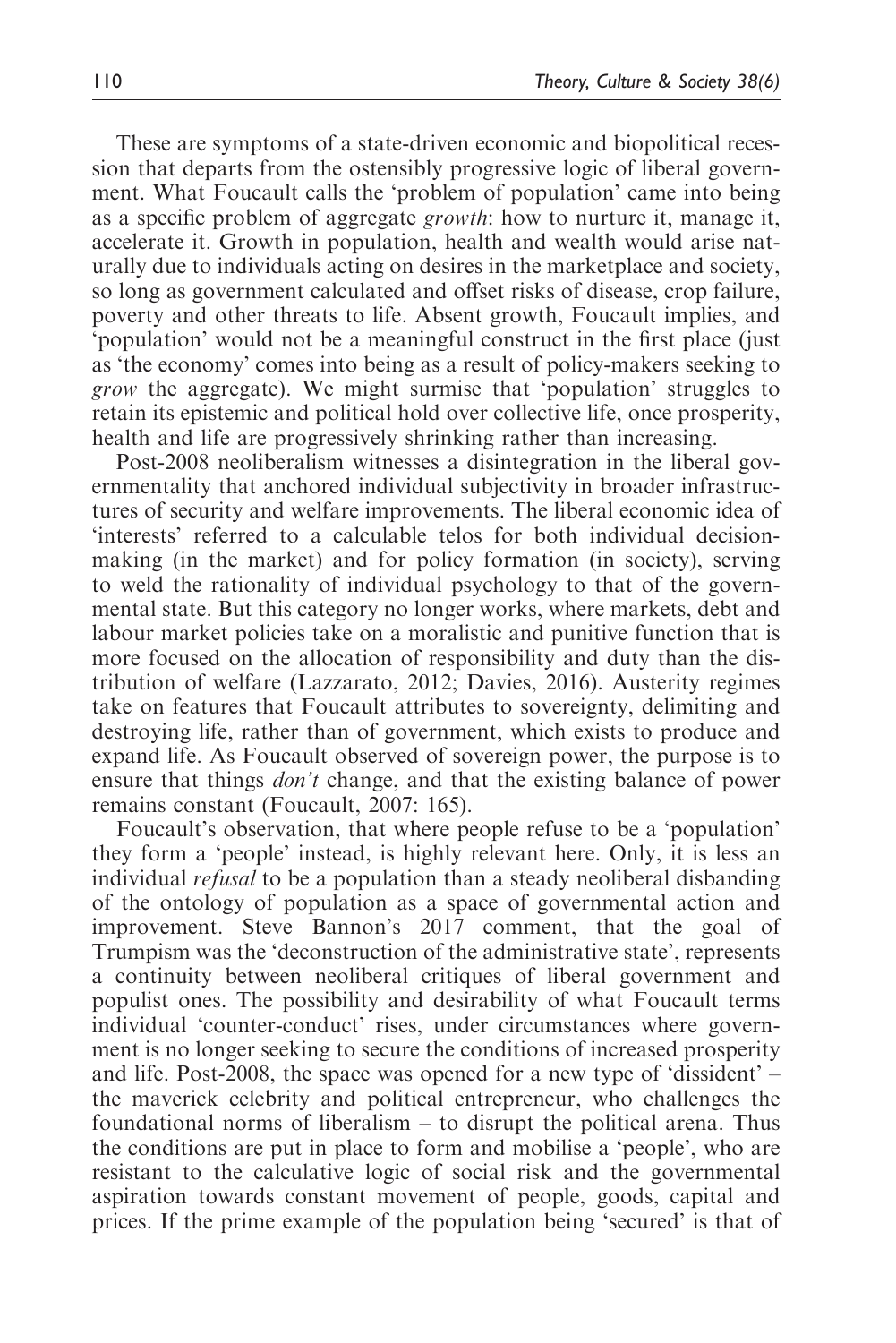These are symptoms of a state-driven economic and biopolitical recession that departs from the ostensibly progressive logic of liberal government. What Foucault calls the 'problem of population' came into being as a specific problem of aggregate *growth*: how to nurture it, manage it, accelerate it. Growth in population, health and wealth would arise naturally due to individuals acting on desires in the marketplace and society, so long as government calculated and offset risks of disease, crop failure, poverty and other threats to life. Absent growth, Foucault implies, and 'population' would not be a meaningful construct in the first place (just as 'the economy' comes into being as a result of policy-makers seeking to *grow* the aggregate). We might surmise that 'population' struggles to retain its epistemic and political hold over collective life, once prosperity, health and life are progressively shrinking rather than increasing.

Post-2008 neoliberalism witnesses a disintegration in the liberal governmentality that anchored individual subjectivity in broader infrastructures of security and welfare improvements. The liberal economic idea of 'interests' referred to a calculable telos for both individual decision-making (in the market) and for policy formation (in society), serving to weld the rationality of individual psychology to that of the governmental state. But this category no longer works, where markets, debt and labour market policies take on a moralistic and punitive function that is more focused on the allocation of responsibility and duty than the distribution of welfare (Lazzarato, 2012; Davies, 2016). Austerity regimes take on features that Foucault attributes to sovereignty, delimiting and destroying life, rather than of government, which exists to produce and expand life. As Foucault observed of sovereign power, the purpose is to ensure that things *don't* change, and that the existing balance of power remains constant (Foucault, 2007: 165).

Foucault's observation, that where people refuse to be a 'population' they form a 'people' instead, is highly relevant here. Only, it is less an individual *refusal* to be a population than a steady neoliberal disbanding of the ontology of population as a space of governmental action and improvement. Steve Bannon's 2017 comment, that the goal of Trumpism was the 'deconstruction of the administrative state', represents a continuity between neoliberal critiques of liberal government and populist ones. The possibility and desirability of what Foucault terms individual 'counter-conduct' rises, under circumstances where government is no longer seeking to secure the conditions of increased prosperity and life. Post-2008, the space was opened for a new type of 'dissident' – the maverick celebrity and political entrepreneur, who challenges the foundational norms of liberalism – to disrupt the political arena. Thus the conditions are put in place to form and mobilise a 'people', who are resistant to the calculative logic of social risk and the governmental aspiration towards constant movement of people, goods, capital and prices. If the prime example of the population being 'secured' is that of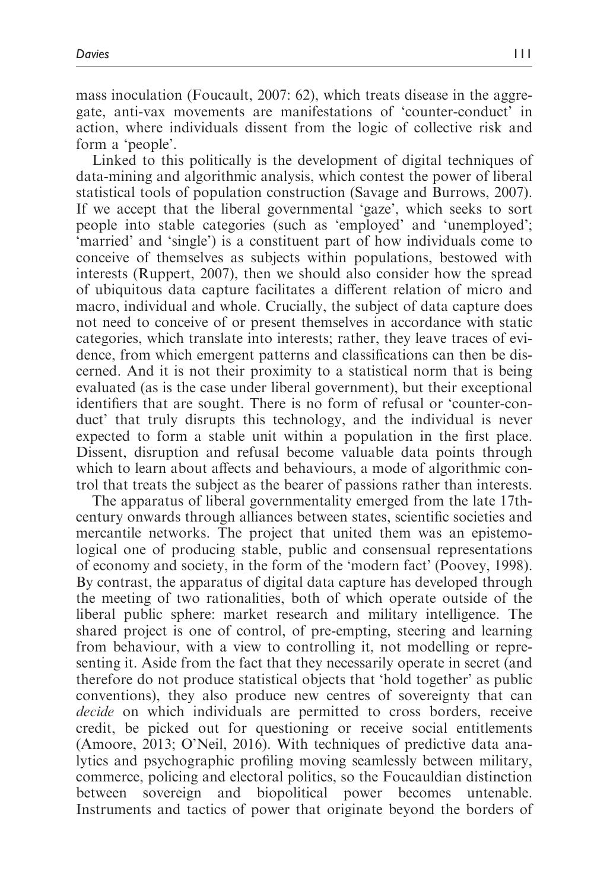mass inoculation (Foucault, 2007: 62), which treats disease in the aggregate, anti-vax movements are manifestations of 'counter-conduct' in action, where individuals dissent from the logic of collective risk and form a 'people'.

Linked to this politically is the development of digital techniques of data-mining and algorithmic analysis, which contest the power of liberal statistical tools of population construction (Savage and Burrows, 2007). If we accept that the liberal governmental 'gaze', which seeks to sort people into stable categories (such as 'employed' and 'unemployed'; 'married' and 'single') is a constituent part of how individuals come to conceive of themselves as subjects within populations, bestowed with interests (Ruppert, 2007), then we should also consider how the spread of ubiquitous data capture facilitates a different relation of micro and macro, individual and whole. Crucially, the subject of data capture does not need to conceive of or present themselves in accordance with static categories, which translate into interests; rather, they leave traces of evidence, from which emergent patterns and classifications can then be discerned. And it is not their proximity to a statistical norm that is being evaluated (as is the case under liberal government), but their exceptional identifiers that are sought. There is no form of refusal or 'counter-conduct' that truly disrupts this technology, and the individual is never expected to form a stable unit within a population in the first place. Dissent, disruption and refusal become valuable data points through which to learn about affects and behaviours, a mode of algorithmic control that treats the subject as the bearer of passions rather than interests.

The apparatus of liberal governmentality emerged from the late 17th-century onwards through alliances between states, scientific societies and mercantile networks. The project that united them was an epistemological one of producing stable, public and consensual representations of economy and society, in the form of the 'modern fact' (Poovey, 1998). By contrast, the apparatus of digital data capture has developed through the meeting of two rationalities, both of which operate outside of the liberal public sphere: market research and military intelligence. The shared project is one of control, of pre-empting, steering and learning from behaviour, with a view to controlling it, not modelling or representing it. Aside from the fact that they necessarily operate in secret (and therefore do not produce statistical objects that 'hold together' as public conventions), they also produce new centres of sovereignty that can *decide* on which individuals are permitted to cross borders, receive credit, be picked out for questioning or receive social entitlements (Amoore, 2013; O'Neil, 2016). With techniques of predictive data analytics and psychographic profiling moving seamlessly between military, commerce, policing and electoral politics, so the Foucauldian distinction between sovereign and biopolitical power becomes untenable. Instruments and tactics of power that originate beyond the borders of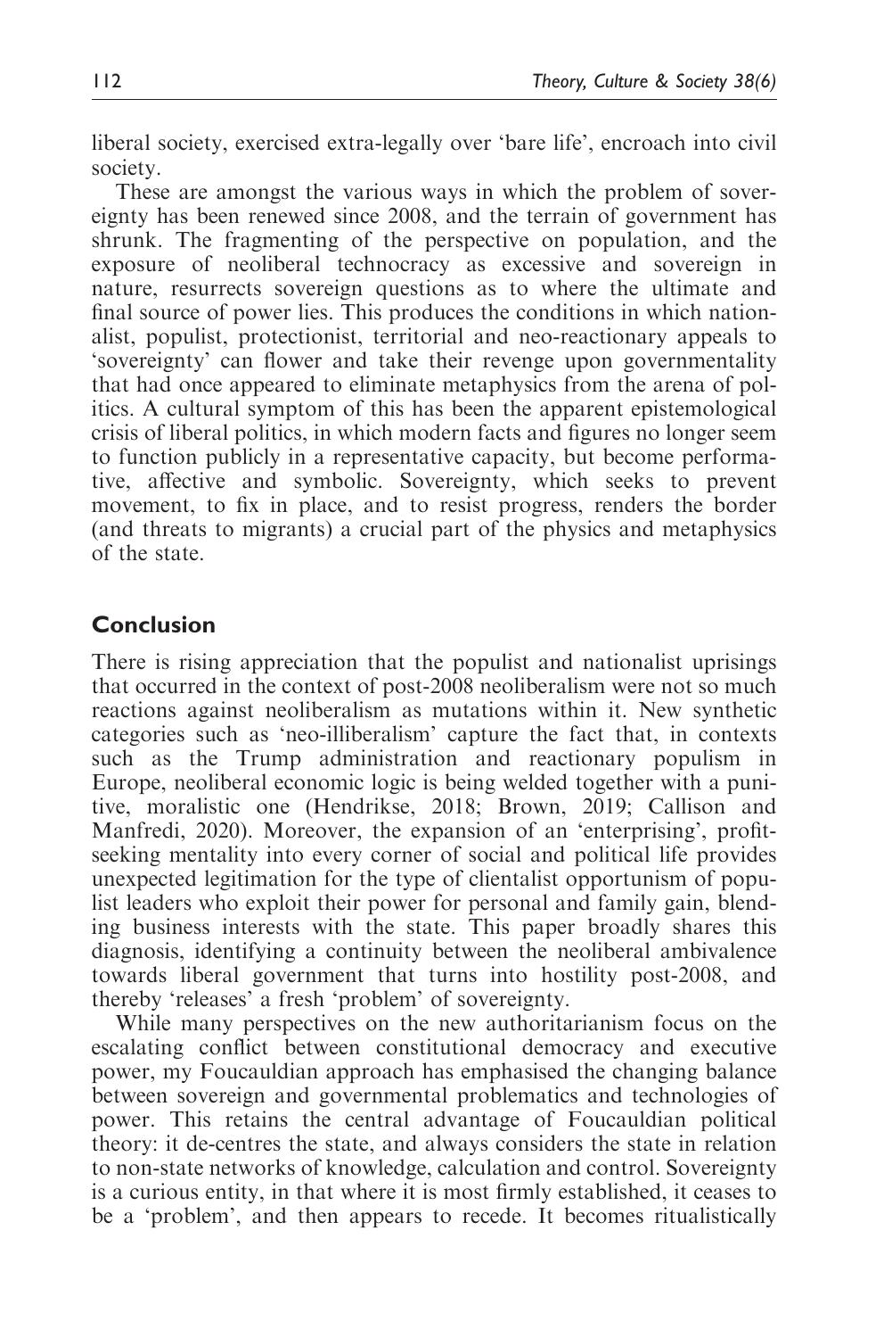liberal society, exercised extra-legally over 'bare life', encroach into civil society.

These are amongst the various ways in which the problem of sovereignty has been renewed since 2008, and the terrain of government has shrunk. The fragmenting of the perspective on population, and the exposure of neoliberal technocracy as excessive and sovereign in nature, resurrects sovereign questions as to where the ultimate and final source of power lies. This produces the conditions in which nationalist, populist, protectionist, territorial and neo-reactionary appeals to 'sovereignty' can flower and take their revenge upon governmentality that had once appeared to eliminate metaphysics from the arena of politics. A cultural symptom of this has been the apparent epistemological crisis of liberal politics, in which modern facts and figures no longer seem to function publicly in a representative capacity, but become performative, affective and symbolic. Sovereignty, which seeks to prevent movement, to fix in place, and to resist progress, renders the border (and threats to migrants) a crucial part of the physics and metaphysics of the state.

## Conclusion

There is rising appreciation that the populist and nationalist uprisings that occurred in the context of post-2008 neoliberalism were not so much reactions against neoliberalism as mutations within it. New synthetic categories such as 'neo-illiberalism' capture the fact that, in contexts such as the Trump administration and reactionary populism in Europe, neoliberal economic logic is being welded together with a punitive, moralistic one (Hendrikse, 2018; Brown, 2019; Callison and Manfredi, 2020). Moreover, the expansion of an 'enterprising', profit-seeking mentality into every corner of social and political life provides unexpected legitimation for the type of clientalist opportunism of populist leaders who exploit their power for personal and family gain, blending business interests with the state. This paper broadly shares this diagnosis, identifying a continuity between the neoliberal ambivalence towards liberal government that turns into hostility post-2008, and thereby 'releases' a fresh 'problem' of sovereignty.

While many perspectives on the new authoritarianism focus on the escalating conflict between constitutional democracy and executive power, my Foucauldian approach has emphasised the changing balance between sovereign and governmental problematics and technologies of power. This retains the central advantage of Foucauldian political theory: it de-centres the state, and always considers the state in relation to non-state networks of knowledge, calculation and control. Sovereignty is a curious entity, in that where it is most firmly established, it ceases to be a 'problem', and then appears to recede. It becomes ritualistically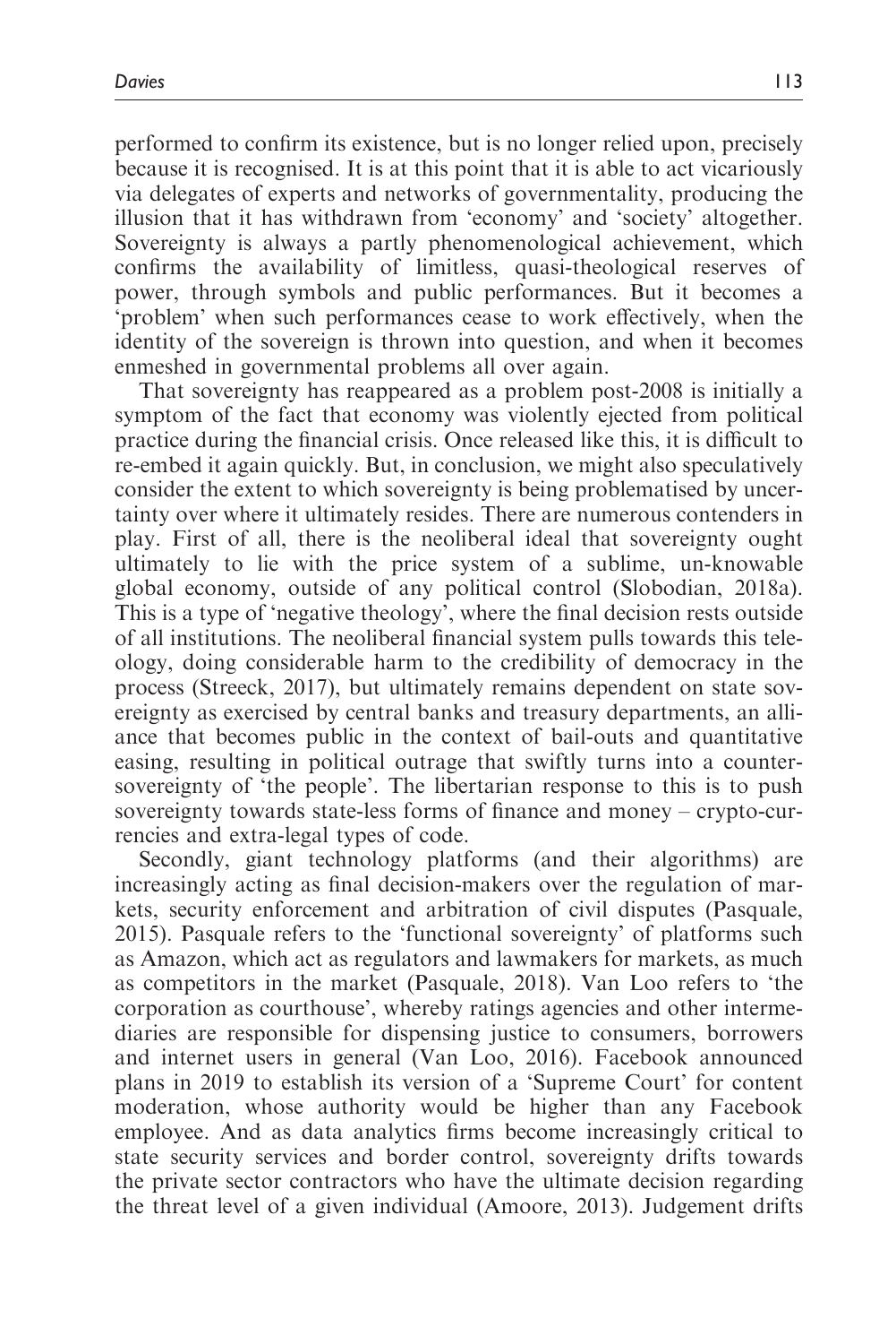performed to confirm its existence, but is no longer relied upon, precisely because it is recognised. It is at this point that it is able to act vicariously via delegates of experts and networks of governmentality, producing the illusion that it has withdrawn from 'economy' and 'society' altogether. Sovereignty is always a partly phenomenological achievement, which confirms the availability of limitless, quasi-theological reserves of power, through symbols and public performances. But it becomes a 'problem' when such performances cease to work effectively, when the identity of the sovereign is thrown into question, and when it becomes enmeshed in governmental problems all over again.

That sovereignty has reappeared as a problem post-2008 is initially a symptom of the fact that economy was violently ejected from political practice during the financial crisis. Once released like this, it is difficult to re-embed it again quickly. But, in conclusion, we might also speculatively consider the extent to which sovereignty is being problematised by uncertainty over where it ultimately resides. There are numerous contenders in play. First of all, there is the neoliberal ideal that sovereignty ought ultimately to lie with the price system of a sublime, un-knowable global economy, outside of any political control (Slobodian, 2018a). This is a type of 'negative theology', where the final decision rests outside of all institutions. The neoliberal financial system pulls towards this teleology, doing considerable harm to the credibility of democracy in the process (Streeck, 2017), but ultimately remains dependent on state sovereignty as exercised by central banks and treasury departments, an alliance that becomes public in the context of bail-outs and quantitative easing, resulting in political outrage that swiftly turns into a counter-sovereignty of 'the people'. The libertarian response to this is to push sovereignty towards state-less forms of finance and money – crypto-currencies and extra-legal types of code.

Secondly, giant technology platforms (and their algorithms) are increasingly acting as final decision-makers over the regulation of markets, security enforcement and arbitration of civil disputes (Pasquale, 2015). Pasquale refers to the 'functional sovereignty' of platforms such as Amazon, which act as regulators and lawmakers for markets, as much as competitors in the market (Pasquale, 2018). Van Loo refers to 'the corporation as courthouse', whereby ratings agencies and other intermediaries are responsible for dispensing justice to consumers, borrowers and internet users in general (Van Loo, 2016). Facebook announced plans in 2019 to establish its version of a 'Supreme Court' for content moderation, whose authority would be higher than any Facebook employee. And as data analytics firms become increasingly critical to state security services and border control, sovereignty drifts towards the private sector contractors who have the ultimate decision regarding the threat level of a given individual (Amoore, 2013). Judgement drifts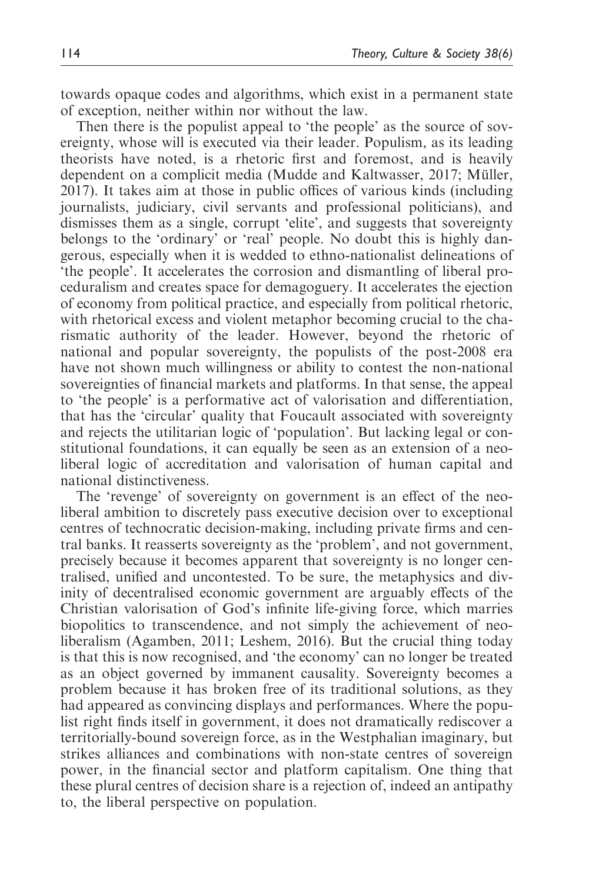towards opaque codes and algorithms, which exist in a permanent state of exception, neither within nor without the law.

Then there is the populist appeal to 'the people' as the source of sovereignty, whose will is executed via their leader. Populism, as its leading theorists have noted, is a rhetoric first and foremost, and is heavily dependent on a complicit media (Mudde and Kaltwasser, 2017; Müller, 2017). It takes aim at those in public offices of various kinds (including journalists, judiciary, civil servants and professional politicians), and dismisses them as a single, corrupt 'elite', and suggests that sovereignty belongs to the 'ordinary' or 'real' people. No doubt this is highly dangerous, especially when it is wedded to ethno-nationalist delineations of 'the people'. It accelerates the corrosion and dismantling of liberal proceduralism and creates space for demagoguery. It accelerates the ejection of economy from political practice, and especially from political rhetoric, with rhetorical excess and violent metaphor becoming crucial to the charismatic authority of the leader. However, beyond the rhetoric of national and popular sovereignty, the populists of the post-2008 era have not shown much willingness or ability to contest the non-national sovereignties of financial markets and platforms. In that sense, the appeal to 'the people' is a performative act of valorisation and differentiation, that has the 'circular' quality that Foucault associated with sovereignty and rejects the utilitarian logic of 'population'. But lacking legal or constitutional foundations, it can equally be seen as an extension of a neoliberal logic of accreditation and valorisation of human capital and national distinctiveness.

The 'revenge' of sovereignty on government is an effect of the neoliberal ambition to discretely pass executive decision over to exceptional centres of technocratic decision-making, including private firms and central banks. It reasserts sovereignty as the 'problem', and not government, precisely because it becomes apparent that sovereignty is no longer centralised, unified and uncontested. To be sure, the metaphysics and divinity of decentralised economic government are arguably effects of the Christian valorisation of God's infinite life-giving force, which marries biopolitics to transcendence, and not simply the achievement of neoliberalism (Agamben, 2011; Leshem, 2016). But the crucial thing today is that this is now recognised, and 'the economy' can no longer be treated as an object governed by immanent causality. Sovereignty becomes a problem because it has broken free of its traditional solutions, as they had appeared as convincing displays and performances. Where the populist right finds itself in government, it does not dramatically rediscover a territorially-bound sovereign force, as in the Westphalian imaginary, but strikes alliances and combinations with non-state centres of sovereign power, in the financial sector and platform capitalism. One thing that these plural centres of decision share is a rejection of, indeed an antipathy to, the liberal perspective on population.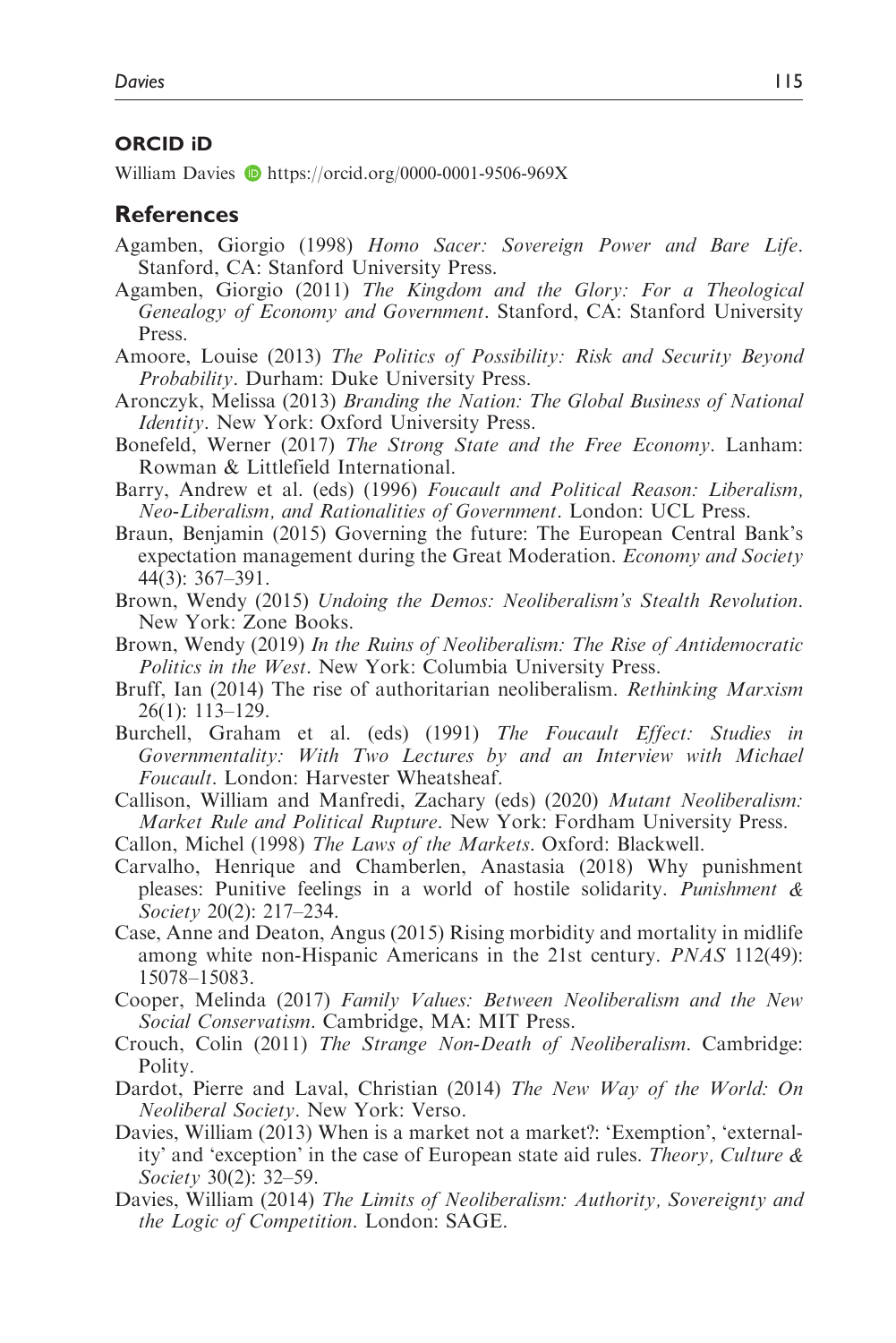## ORCID iD

William Davies https://orcid.org/0000-0001-9506-969X

## References

Agamben, Giorgio (1998) *Homo Sacer: Sovereign Power and Bare Life*. Stanford, CA: Stanford University Press.

Agamben, Giorgio (2011) *The Kingdom and the Glory: For a Theological Genealogy of Economy and Government*. Stanford, CA: Stanford University Press.

Amoore, Louise (2013) *The Politics of Possibility: Risk and Security Beyond Probability*. Durham: Duke University Press.

Aronczyk, Melissa (2013) *Branding the Nation: The Global Business of National Identity*. New York: Oxford University Press.

Bonefeld, Werner (2017) *The Strong State and the Free Economy*. Lanham: Rowman & Littlefield International.

Barry, Andrew et al. (eds) (1996) *Foucault and Political Reason: Liberalism, Neo-Liberalism, and Rationalities of Government*. London: UCL Press.

Braun, Benjamin (2015) Governing the future: The European Central Bank's expectation management during the Great Moderation. *Economy and Society* 44(3): 367–391.

Brown, Wendy (2015) *Undoing the Demos: Neoliberalism's Stealth Revolution*. New York: Zone Books.

Brown, Wendy (2019) *In the Ruins of Neoliberalism: The Rise of Antidemocratic Politics in the West*. New York: Columbia University Press.

Bruff, Ian (2014) The rise of authoritarian neoliberalism. *Rethinking Marxism* 26(1): 113–129.

Burchell, Graham et al. (eds) (1991) *The Foucault Effect: Studies in Governmentality: With Two Lectures by and an Interview with Michael Foucault*. London: Harvester Wheatsheaf.

Callison, William and Manfredi, Zachary (eds) (2020) *Mutant Neoliberalism: Market Rule and Political Rupture*. New York: Fordham University Press.

Callon, Michel (1998) *The Laws of the Markets*. Oxford: Blackwell.

Carvalho, Henrique and Chamberlen, Anastasia (2018) Why punishment pleases: Punitive feelings in a world of hostile solidarity. *Punishment & Society* 20(2): 217–234.

Case, Anne and Deaton, Angus (2015) Rising morbidity and mortality in midlife among white non-Hispanic Americans in the 21st century. *PNAS* 112(49): 15078–15083.

Cooper, Melinda (2017) *Family Values: Between Neoliberalism and the New Social Conservatism*. Cambridge, MA: MIT Press.

Crouch, Colin (2011) *The Strange Non-Death of Neoliberalism*. Cambridge: Polity.

Dardot, Pierre and Laval, Christian (2014) *The New Way of the World: On Neoliberal Society*. New York: Verso.

Davies, William (2013) When is a market not a market?: 'Exemption', 'externality' and 'exception' in the case of European state aid rules. *Theory, Culture & Society* 30(2): 32–59.

Davies, William (2014) *The Limits of Neoliberalism: Authority, Sovereignty and the Logic of Competition*. London: SAGE.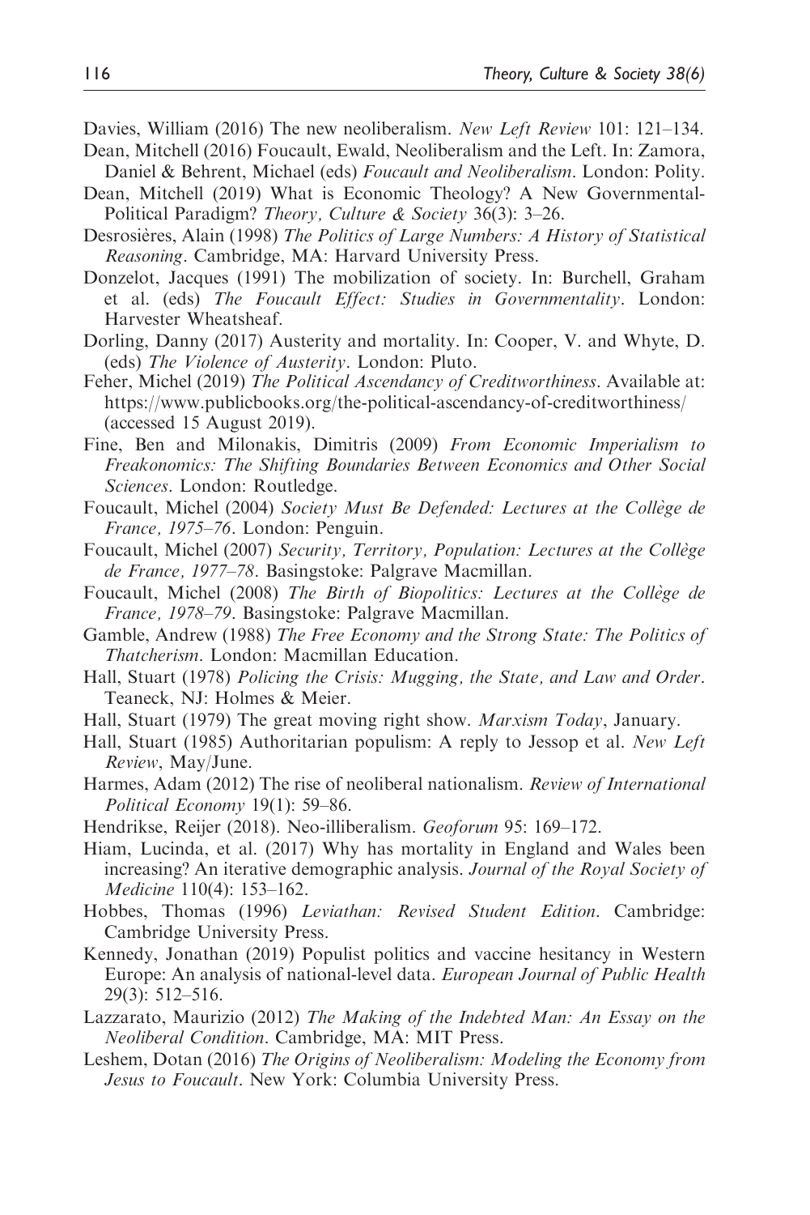Davies, William (2016) The new neoliberalism. *New Left Review* 101: 121–134.

Dean, Mitchell (2016) Foucault, Ewald, Neoliberalism and the Left. In: Zamora, Daniel & Behrent, Michael (eds) *Foucault and Neoliberalism*. London: Polity.

Dean, Mitchell (2019) What is Economic Theology? A New Governmental-Political Paradigm? *Theory, Culture & Society* 36(3): 3–26.

Desrosières, Alain (1998) *The Politics of Large Numbers: A History of Statistical Reasoning*. Cambridge, MA: Harvard University Press.

Donzelot, Jacques (1991) The mobilization of society. In: Burchell, Graham et al. (eds) *The Foucault Effect: Studies in Governmentality*. London: Harvester Wheatsheaf.

Dorling, Danny (2017) Austerity and mortality. In: Cooper, V. and Whyte, D. (eds) *The Violence of Austerity*. London: Pluto.

Feher, Michel (2019) *The Political Ascendancy of Creditworthiness*. Available at: https://www.publicbooks.org/the-political-ascendancy-of-creditworthiness/ (accessed 15 August 2019).

Fine, Ben and Milonakis, Dimitris (2009) *From Economic Imperialism to Freakonomics: The Shifting Boundaries Between Economics and Other Social Sciences*. London: Routledge.

Foucault, Michel (2004) *Society Must Be Defended: Lectures at the Collège de France, 1975–76*. London: Penguin.

Foucault, Michel (2007) *Security, Territory, Population: Lectures at the Collège de France, 1977–78*. Basingstoke: Palgrave Macmillan.

Foucault, Michel (2008) *The Birth of Biopolitics: Lectures at the Collège de France, 1978–79*. Basingstoke: Palgrave Macmillan.

Gamble, Andrew (1988) *The Free Economy and the Strong State: The Politics of Thatcherism*. London: Macmillan Education.

Hall, Stuart (1978) *Policing the Crisis: Mugging, the State, and Law and Order*. Teaneck, NJ: Holmes & Meier.

Hall, Stuart (1979) The great moving right show. *Marxism Today*, January.

Hall, Stuart (1985) Authoritarian populism: A reply to Jessop et al. *New Left Review*, May/June.

Harmes, Adam (2012) The rise of neoliberal nationalism. *Review of International Political Economy* 19(1): 59–86.

Hendrikse, Reijer (2018). Neo-illiberalism. *Geoforum* 95: 169–172.

Hiam, Lucinda, et al. (2017) Why has mortality in England and Wales been increasing? An iterative demographic analysis. *Journal of the Royal Society of Medicine* 110(4): 153–162.

Hobbes, Thomas (1996) *Leviathan: Revised Student Edition*. Cambridge: Cambridge University Press.

Kennedy, Jonathan (2019) Populist politics and vaccine hesitancy in Western Europe: An analysis of national-level data. *European Journal of Public Health* 29(3): 512–516.

Lazzarato, Maurizio (2012) *The Making of the Indebted Man: An Essay on the Neoliberal Condition*. Cambridge, MA: MIT Press.

Leshem, Dotan (2016) *The Origins of Neoliberalism: Modeling the Economy from Jesus to Foucault*. New York: Columbia University Press.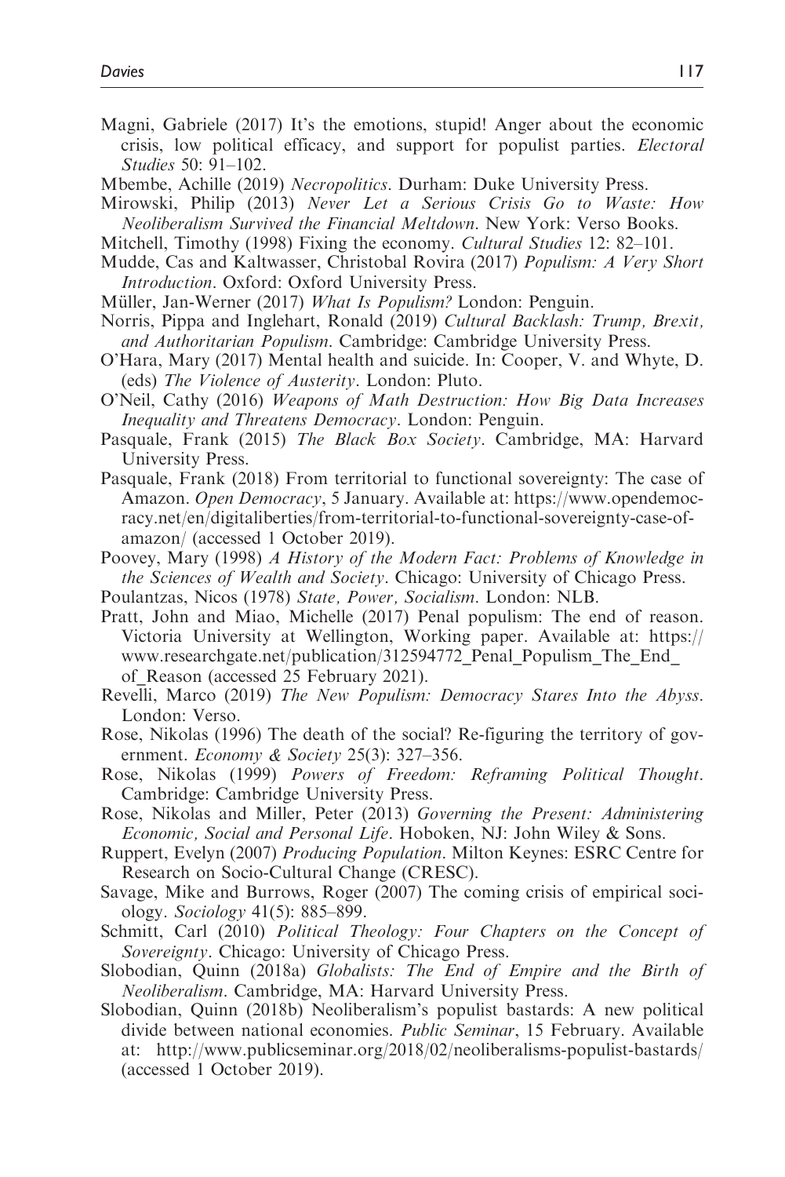Magni, Gabriele (2017) It's the emotions, stupid! Anger about the economic crisis, low political efficacy, and support for populist parties. *Electoral Studies* 50: 91–102.

Mbembe, Achille (2019) *Necropolitics*. Durham: Duke University Press.

Mirowski, Philip (2013) *Never Let a Serious Crisis Go to Waste: How Neoliberalism Survived the Financial Meltdown*. New York: Verso Books.

Mitchell, Timothy (1998) Fixing the economy. *Cultural Studies* 12: 82–101.

Mudde, Cas and Kaltwasser, Christobal Rovira (2017) *Populism: A Very Short Introduction*. Oxford: Oxford University Press.

Müller, Jan-Werner (2017) *What Is Populism?* London: Penguin.

Norris, Pippa and Inglehart, Ronald (2019) *Cultural Backlash: Trump, Brexit, and Authoritarian Populism*. Cambridge: Cambridge University Press.

O'Hara, Mary (2017) Mental health and suicide. In: Cooper, V. and Whyte, D. (eds) *The Violence of Austerity*. London: Pluto.

O'Neil, Cathy (2016) *Weapons of Math Destruction: How Big Data Increases Inequality and Threatens Democracy*. London: Penguin.

Pasquale, Frank (2015) *The Black Box Society*. Cambridge, MA: Harvard University Press.

Pasquale, Frank (2018) From territorial to functional sovereignty: The case of Amazon. *Open Democracy*, 5 January. Available at: https://www.opendemocracy.net/en/digitaliberties/from-territorial-to-functional-sovereignty-case-of-amazon/ (accessed 1 October 2019).

Poovey, Mary (1998) *A History of the Modern Fact: Problems of Knowledge in the Sciences of Wealth and Society*. Chicago: University of Chicago Press.

Poulantzas, Nicos (1978) *State, Power, Socialism*. London: NLB.

Pratt, John and Miao, Michelle (2017) Penal populism: The end of reason. Victoria University at Wellington, Working paper. Available at: https://www.researchgate.net/publication/312594772_Penal_Populism_The_End_of_Reason (accessed 25 February 2021).

Revelli, Marco (2019) *The New Populism: Democracy Stares Into the Abyss*. London: Verso.

Rose, Nikolas (1996) The death of the social? Re-figuring the territory of government. *Economy & Society* 25(3): 327–356.

Rose, Nikolas (1999) *Powers of Freedom: Reframing Political Thought*. Cambridge: Cambridge University Press.

Rose, Nikolas and Miller, Peter (2013) *Governing the Present: Administering Economic, Social and Personal Life*. Hoboken, NJ: John Wiley & Sons.

Ruppert, Evelyn (2007) *Producing Population*. Milton Keynes: ESRC Centre for Research on Socio-Cultural Change (CRESC).

Savage, Mike and Burrows, Roger (2007) The coming crisis of empirical sociology. *Sociology* 41(5): 885–899.

Schmitt, Carl (2010) *Political Theology: Four Chapters on the Concept of Sovereignty*. Chicago: University of Chicago Press.

Slobodian, Quinn (2018a) *Globalists: The End of Empire and the Birth of Neoliberalism*. Cambridge, MA: Harvard University Press.

Slobodian, Quinn (2018b) Neoliberalism's populist bastards: A new political divide between national economies. *Public Seminar*, 15 February. Available at: http://www.publicseminar.org/2018/02/neoliberalisms-populist-bastards/ (accessed 1 October 2019).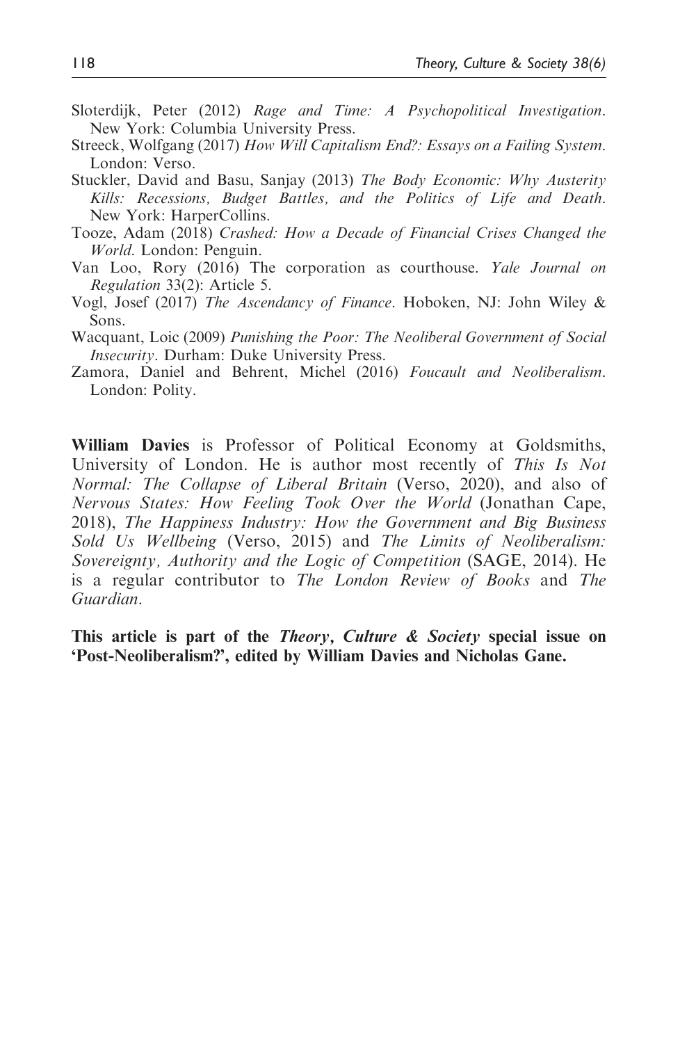Sloterdijk, Peter (2012) *Rage and Time: A Psychopolitical Investigation*. New York: Columbia University Press.

Streeck, Wolfgang (2017) *How Will Capitalism End?: Essays on a Failing System*. London: Verso.

Stuckler, David and Basu, Sanjay (2013) *The Body Economic: Why Austerity Kills: Recessions, Budget Battles, and the Politics of Life and Death*. New York: HarperCollins.

Tooze, Adam (2018) *Crashed: How a Decade of Financial Crises Changed the World*. London: Penguin.

Van Loo, Rory (2016) The corporation as courthouse. *Yale Journal on Regulation* 33(2): Article 5.

Vogl, Josef (2017) *The Ascendancy of Finance*. Hoboken, NJ: John Wiley & Sons.

Wacquant, Loic (2009) *Punishing the Poor: The Neoliberal Government of Social Insecurity*. Durham: Duke University Press.

Zamora, Daniel and Behrent, Michel (2016) *Foucault and Neoliberalism*. London: Polity.

**William Davies** is Professor of Political Economy at Goldsmiths, University of London. He is author most recently of *This Is Not Normal: The Collapse of Liberal Britain* (Verso, 2020), and also of *Nervous States: How Feeling Took Over the World* (Jonathan Cape, 2018), *The Happiness Industry: How the Government and Big Business Sold Us Wellbeing* (Verso, 2015) and *The Limits of Neoliberalism: Sovereignty, Authority and the Logic of Competition* (SAGE, 2014). He is a regular contributor to *The London Review of Books* and *The Guardian*.

**This article is part of the *Theory, Culture & Society* special issue on 'Post-Neoliberalism?', edited by William Davies and Nicholas Gane.**